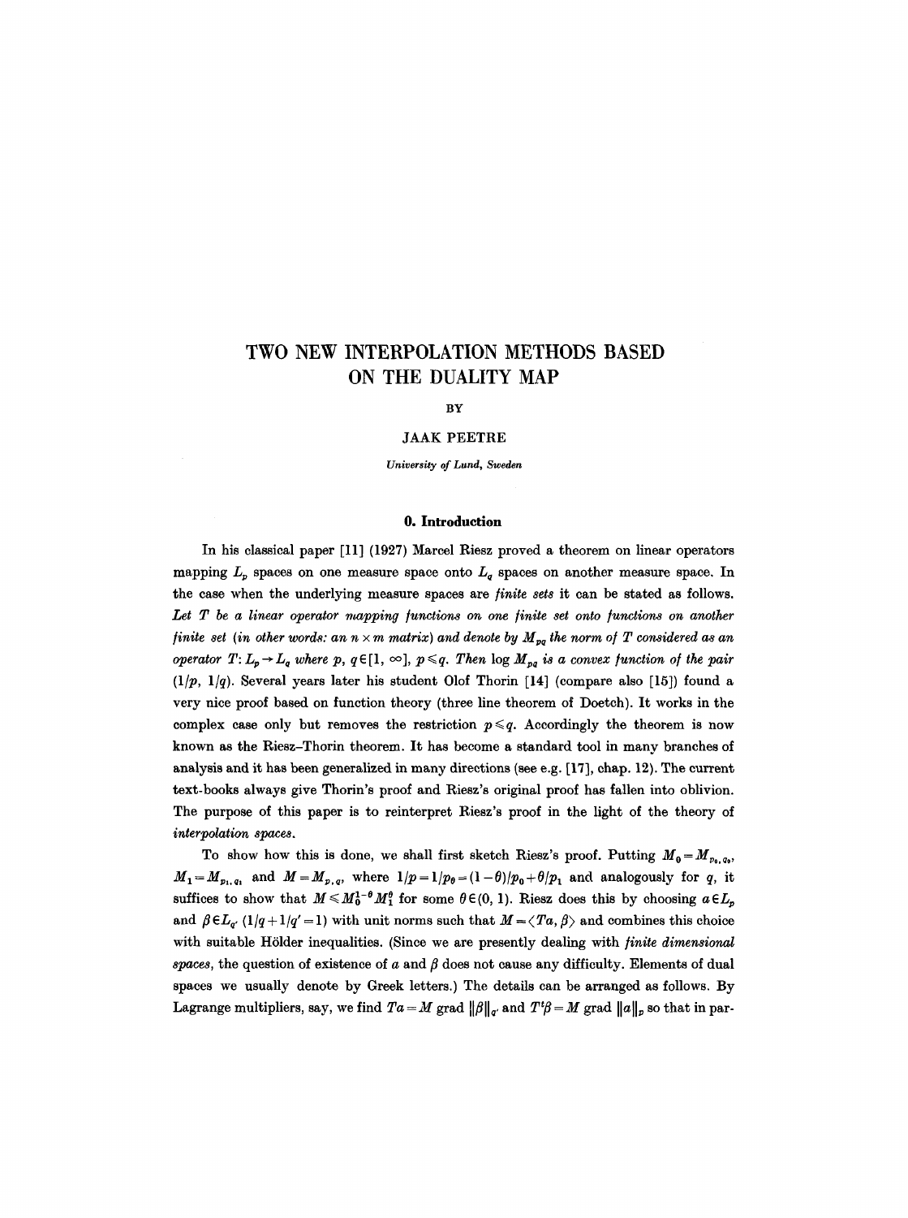# TWO NEW INTERPOLATION METHODS BASED ON THE DUALITY MAP

BY

JAAK PEETRE

*University of Lund, Sweden*

## 0. Introduction

In his classical paper [11] (1927) Marcel Riesz proved a theorem on linear operators mapping $L_p$ spaces on one measure space onto $L_q$ spaces on another measure space. In the case when the underlying measure spaces are *finite sets* it can be stated as follows. *Let $T$ be a linear operator mapping functions on one finite set onto functions on another finite set (in other words: an $n \times m$ matrix) and denote by $M_{pq}$ the norm of $T$ considered as an operator $T: L_p \to L_q$ where $p, q \in [1, \infty]$, $p \leqslant q$. Then $\log M_{pq}$ is a convex function of the pair $(1/p, 1/q)$.* Several years later his student Olof Thorin [14] (compare also [15]) found a very nice proof based on function theory (three line theorem of Doetch). It works in the complex case only but removes the restriction $p \leqslant q$. Accordingly the theorem is now known as the Riesz–Thorin theorem. It has become a standard tool in many branches of analysis and it has been generalized in many directions (see e.g. [17], chap. 12). The current text-books always give Thorin's proof and Riesz's original proof has fallen into oblivion. The purpose of this paper is to reinterpret Riesz's proof in the light of the theory of *interpolation spaces*.

To show how this is done, we shall first sketch Riesz's proof. Putting $M_0 = M_{p_0, q_0}$, $M_1 = M_{p_1, q_1}$ and $M = M_{p, q}$, where $1/p = 1/p_\theta = (1-\theta)/p_0 + \theta/p_1$ and analogously for $q$, it suffices to show that $M \leqslant M_0^{1-\theta} M_1^{\theta}$ for some $\theta \in (0, 1)$. Riesz does this by choosing $a \in L_p$ and $\beta \in L_{q'}$ $(1/q + 1/q' = 1)$ with unit norms such that $M = \langle Ta, \beta \rangle$ and combines this choice with suitable Hölder inequalities. (Since we are presently dealing with *finite dimensional spaces*, the question of existence of $a$ and $\beta$ does not cause any difficulty. Elements of dual spaces we usually denote by Greek letters.) The details can be arranged as follows. By Lagrange multipliers, say, we find $Ta = M \operatorname{grad} \|\beta\|_{q'}$ and $T'\beta = M \operatorname{grad} \|a\|_p$ so that in par-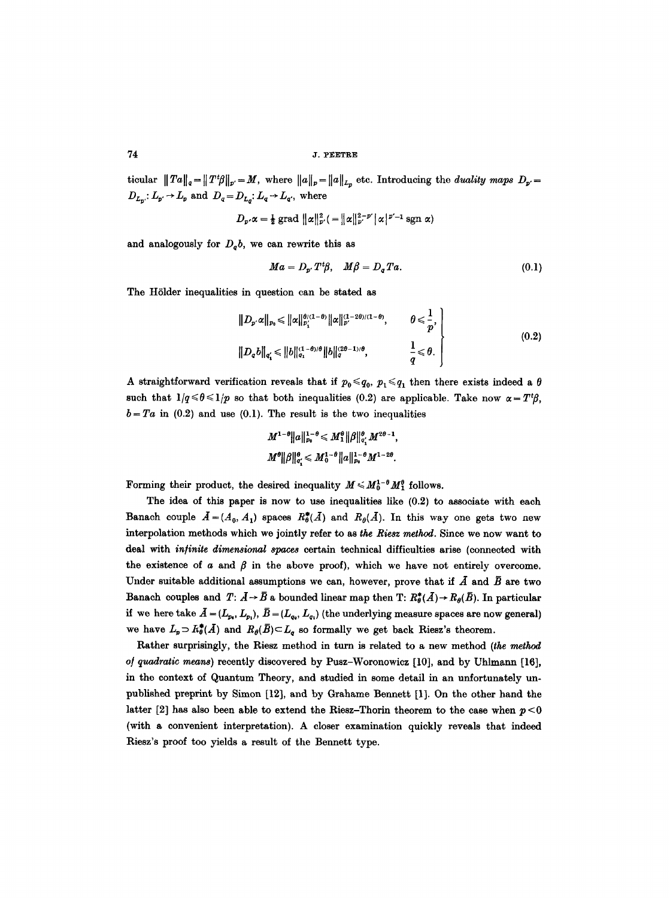ticular $\|Ta\|_q = \|T^t\beta\|_{p'} = M$, where $\|a\|_p = \|a\|_{L_p}$ etc. Introducing the *duality maps* $D_{p'} = D_{L_{p'}}: L_{p'} \to L_p$ and $D_q = D_{L_q}: L_q \to L_{q'}$, where

$$D_{p'}\alpha = \tfrac{1}{2} \operatorname{grad} \|\alpha\|_{p'}^2 \,(= \|\alpha\|_{p'}^{2-p'} |\alpha|^{p'-1} \operatorname{sgn} \alpha)$$

and analogously for $D_q b$, we can rewrite this as

$$Ma = D_{p'} T^t \beta, \quad M\beta = D_q Ta. \tag{0.1}$$

The Hölder inequalities in question can be stated as

$$\left.\begin{aligned} \|D_{p'}\alpha\|_{p_0} &\leq \|\alpha\|_{p_1'}^{\theta/(1-\theta)} \|\alpha\|_{p'}^{(1-2\theta)/(1-\theta)}, \qquad & \theta \leq \frac{1}{p}, \\ \|D_q b\|_{q_1'} &\leq \|b\|_{q_1}^{(1-\theta)/\theta} \|b\|_q^{(2\theta-1)/\theta}, & \frac{1}{q} \leq \theta. \end{aligned}\right\} \tag{0.2}$$

A straightforward verification reveals that if $p_0 \leq q_0$, $p_1 \leq q_1$ then there exists indeed a $\theta$ such that $1/q \leq \theta \leq 1/p$ so that both inequalities (0.2) are applicable. Take now $\alpha = T^t\beta$, $b = Ta$ in (0.2) and use (0.1). The result is the two inequalities

$$M^{1-\theta} \|a\|_{p_0}^{1-\theta} \leq M_1^\theta \|\beta\|_{q_1'}^\theta M^{2\theta-1},$$

$$M^\theta \|\beta\|_{q_1'}^\theta \leq M_0^{1-\theta} \|a\|_{p_0}^{1-\theta} M^{1-2\theta}.$$

Forming their product, the desired inequality $M \leq M_0^{1-\theta} M_1^\theta$ follows.

The idea of this paper is now to use inequalities like (0.2) to associate with each Banach couple $\bar{A} = (A_0, A_1)$ spaces $R_\theta^*(\bar{A})$ and $R_\theta(\bar{A})$. In this way one gets two new interpolation methods which we jointly refer to as *the Riesz method*. Since we now want to deal with *infinite dimensional spaces* certain technical difficulties arise (connected with the existence of $a$ and $\beta$ in the above proof), which we have not entirely overcome. Under suitable additional assumptions we can, however, prove that if $\bar{A}$ and $\bar{B}$ are two Banach couples and $T: \bar{A} \to \bar{B}$ a bounded linear map then T: $R_\theta^*(\bar{A}) \to R_\theta(\bar{B})$. In particular if we here take $\bar{A} = (L_{p_0}, L_{p_1})$, $\bar{B} = (L_{q_0}, L_{q_1})$ (the underlying measure spaces are now general) we have $L_p \supset R_\theta^*(\bar{A})$ and $R_\theta(\bar{B}) \subset L_q$ so formally we get back Riesz's theorem.

Rather surprisingly, the Riesz method in turn is related to a new method (*the method of quadratic means*) recently discovered by Pusz–Woronowicz [10], and by Uhlmann [16], in the context of Quantum Theory, and studied in some detail in an unfortunately unpublished preprint by Simon [12], and by Grahame Bennett [1]. On the other hand the latter [2] has also been able to extend the Riesz–Thorin theorem to the case when $p < 0$ (with a convenient interpretation). A closer examination quickly reveals that indeed Riesz's proof too yields a result of the Bennett type.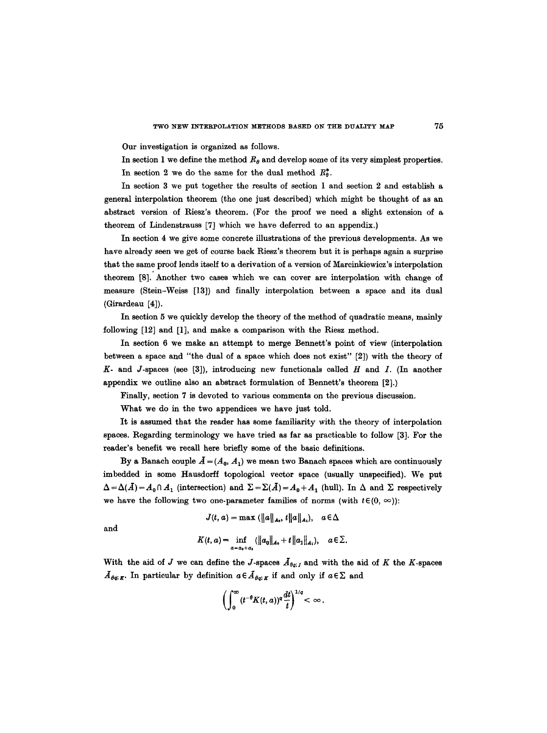Our investigation is organized as follows.

In section 1 we define the method $R_\theta$ and develop some of its very simplest properties.

In section 2 we do the same for the dual method $R_\theta^*$.

In section 3 we put together the results of section 1 and section 2 and establish a general interpolation theorem (the one just described) which might be thought of as an abstract version of Riesz's theorem. (For the proof we need a slight extension of a theorem of Lindenstrauss [7] which we have deferred to an appendix.)

In section 4 we give some concrete illustrations of the previous developments. As we have already seen we get of course back Riesz's theorem but it is perhaps again a surprise that the same proof lends itself to a derivation of a version of Marcinkiewicz's interpolation theorem [8]. Another two cases which we can cover are interpolation with change of measure (Stein–Weiss [13]) and finally interpolation between a space and its dual (Girardeau [4]).

In section 5 we quickly develop the theory of the method of quadratic means, mainly following [12] and [1], and make a comparison with the Riesz method.

In section 6 we make an attempt to merge Bennett's point of view (interpolation between a space and "the dual of a space which does not exist" [2]) with the theory of $K$- and $J$-spaces (see [3]), introducing new functionals called $H$ and $I$. (In another appendix we outline also an abstract formulation of Bennett's theorem [2].)

Finally, section 7 is devoted to various comments on the previous discussion.

What we do in the two appendices we have just told.

It is assumed that the reader has some familiarity with the theory of interpolation spaces. Regarding terminology we have tried as far as practicable to follow [3]. For the reader's benefit we recall here briefly some of the basic definitions.

By a Banach couple $\bar{A} = (A_0, A_1)$ we mean two Banach spaces which are continuously imbedded in some Hausdorff topological vector space (usually unspecified). We put $\Delta = \Delta(\bar{A}) = A_0 \cap A_1$ (intersection) and $\Sigma = \Sigma(\bar{A}) = A_0 + A_1$ (hull). In $\Delta$ and $\Sigma$ respectively we have the following two one-parameter families of norms (with $t \in (0, \infty)$):

$$J(t, a) = \max (\|a\|_{A_0}, t\|a\|_{A_1}), \quad a \in \Delta$$

and

$$K(t, a) = \inf_{a = a_0 + a_1} (\|a_0\|_{A_0} + t\|a_1\|_{A_1}), \quad a \in \Sigma.$$

With the aid of $J$ we can define the $J$-spaces $\bar{A}_{\theta q; J}$ and with the aid of $K$ the $K$-spaces $\bar{A}_{\theta q; K}$. In particular by definition $a \in \bar{A}_{\theta q; K}$ if and only if $a \in \Sigma$ and

$$\left( \int_0^\infty (t^{-\theta} K(t, a))^q \frac{dt}{t} \right)^{1/q} < \infty.$$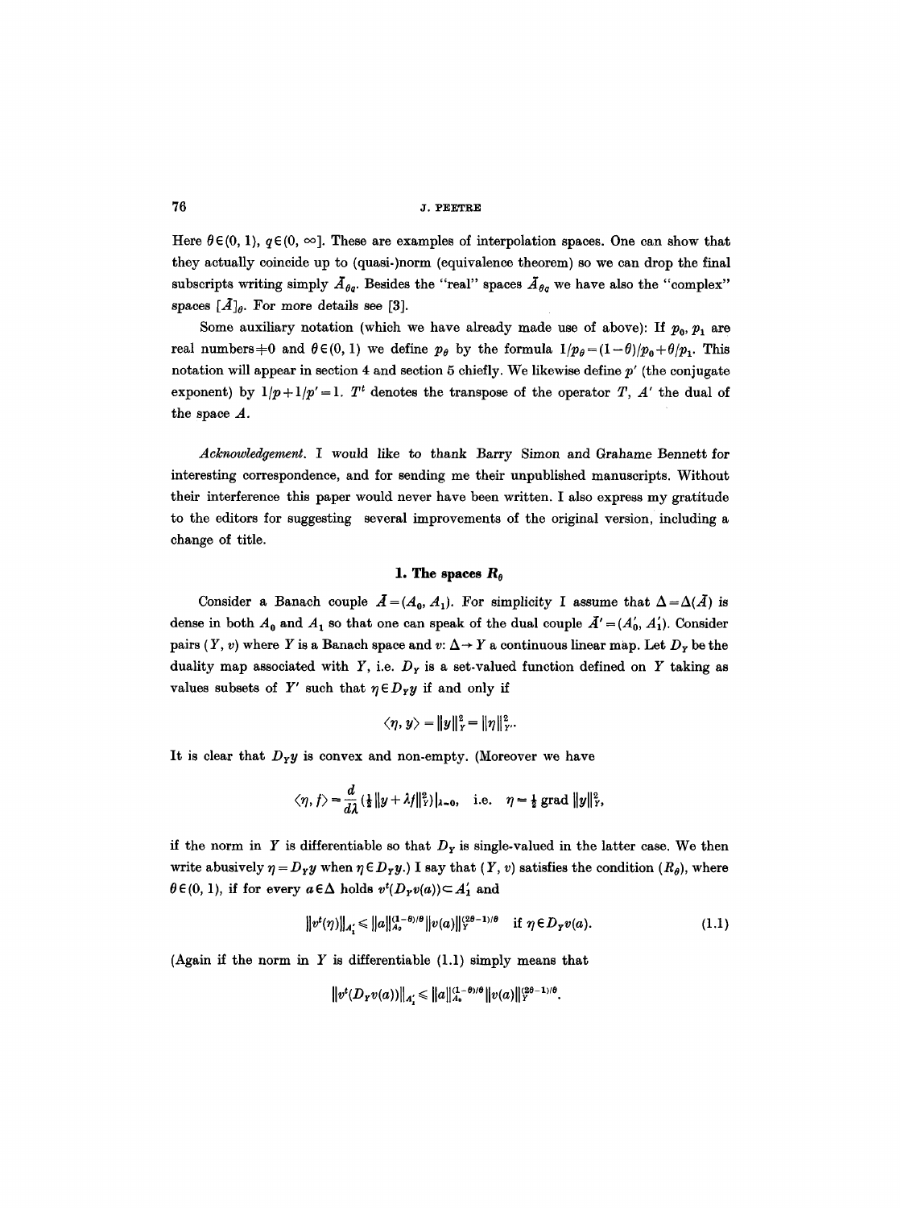Here $\theta \in (0, 1)$, $q \in (0, \infty]$. These are examples of interpolation spaces. One can show that they actually coincide up to (quasi-)norm (equivalence theorem) so we can drop the final subscripts writing simply $\bar{A}_{\theta q}$. Besides the "real" spaces $\bar{A}_{\theta q}$ we have also the "complex" spaces $[\bar{A}]_\theta$. For more details see [3].

Some auxiliary notation (which we have already made use of above): If $p_0, p_1$ are real numbers $\neq 0$ and $\theta \in (0, 1)$ we define $p_\theta$ by the formula $1/p_\theta = (1-\theta)/p_0 + \theta/p_1$. This notation will appear in section 4 and section 5 chiefly. We likewise define $p'$ (the conjugate exponent) by $1/p + 1/p' = 1$. $T^t$ denotes the transpose of the operator $T$, $A'$ the dual of the space $A$.

*Acknowledgement.* I would like to thank Barry Simon and Grahame Bennett for interesting correspondence, and for sending me their unpublished manuscripts. Without their interference this paper would never have been written. I also express my gratitude to the editors for suggesting several improvements of the original version, including a change of title.

## 1. The spaces $R_\theta$

Consider a Banach couple $\bar{A} = (A_0, A_1)$. For simplicity I assume that $\Delta = \Delta(\bar{A})$ is dense in both $A_0$ and $A_1$ so that one can speak of the dual couple $\bar{A}' = (A_0', A_1')$. Consider pairs $(Y, v)$ where $Y$ is a Banach space and $v: \Delta \to Y$ a continuous linear map. Let $D_Y$ be the duality map associated with $Y$, i.e. $D_Y$ is a set-valued function defined on $Y$ taking as values subsets of $Y'$ such that $\eta \in D_Y y$ if and only if

$$\langle \eta, y \rangle = \|y\|_Y^2 = \|\eta\|_{Y'}^2.$$

It is clear that $D_Y y$ is convex and non-empty. (Moreover we have

$$\langle \eta, f \rangle = \frac{d}{d\lambda}\left(\tfrac{1}{2}\|y + \lambda f\|_Y^2\right)\Big|_{\lambda=0}, \quad \text{i.e.} \quad \eta = \tfrac{1}{2}\operatorname{grad}\|y\|_Y^2,$$

if the norm in $Y$ is differentiable so that $D_Y$ is single-valued in the latter case. We then write abusively $\eta = D_Y y$ when $\eta \in D_Y y$.) I say that $(Y, v)$ satisfies the condition $(R_\theta)$, where $\theta \in (0, 1)$, if for every $a \in \Delta$ holds $v^t(D_Y v(a)) \subset A_1'$ and

$$\|v^t(\eta)\|_{A_1'} \leqslant \|a\|_{A_0}^{(1-\theta)/\theta} \|v(a)\|_Y^{(2\theta-1)/\theta} \quad \text{if } \eta \in D_Y v(a). \tag{1.1}$$

(Again if the norm in $Y$ is differentiable (1.1) simply means that

$$\|v^t(D_Y v(a))\|_{A_1'} \leqslant \|a\|_{A_0}^{(1-\theta)/\theta} \|v(a)\|_Y^{(2\theta-1)/\theta}.$$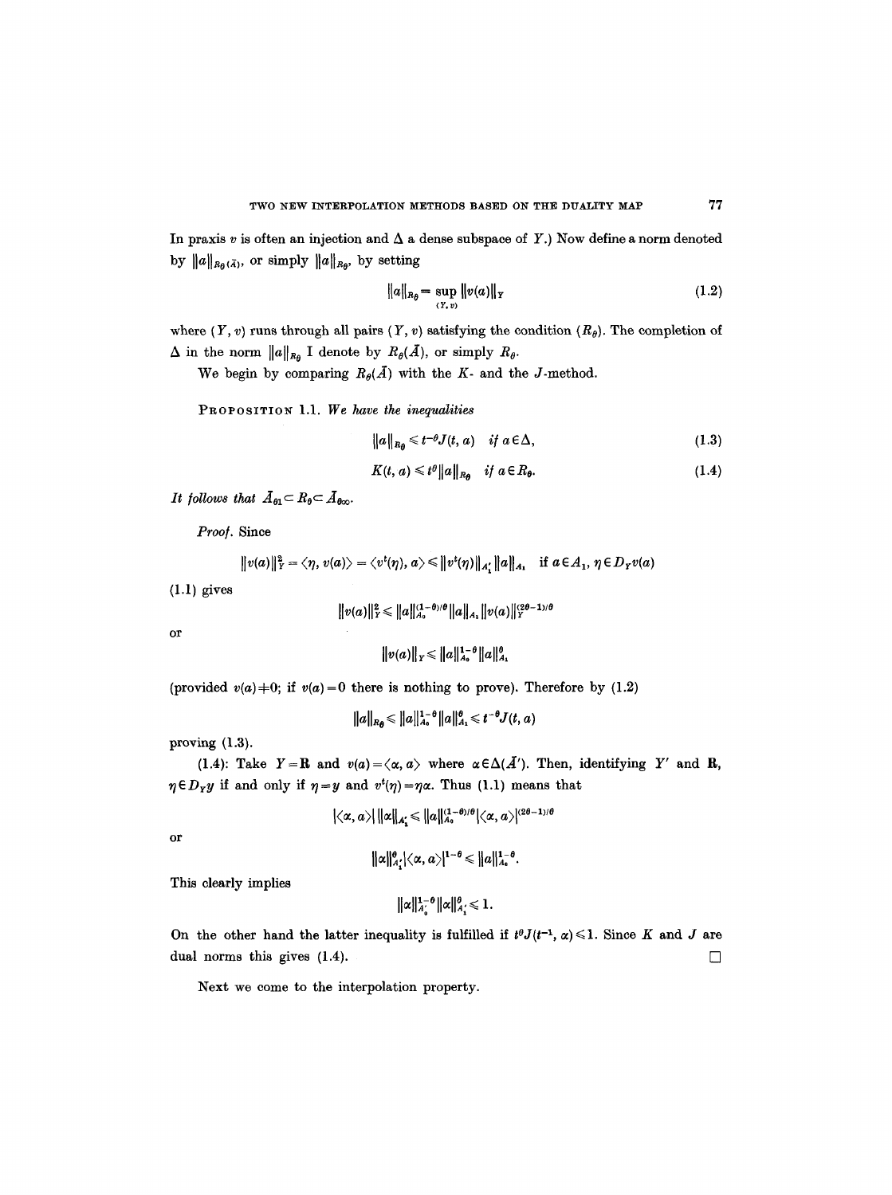In praxis $v$ is often an injection and $\Delta$ a dense subspace of $Y$.) Now define a norm denoted by $\|a\|_{R_\theta(\bar{A})}$, or simply $\|a\|_{R_\theta}$, by setting

$$\|a\|_{R_\theta} = \sup_{(Y,v)} \|v(a)\|_Y \tag{1.2}$$

where $(Y, v)$ runs through all pairs $(Y, v)$ satisfying the condition $(R_\theta)$. The completion of $\Delta$ in the norm $\|a\|_{R_\theta}$ I denote by $R_\theta(\bar{A})$, or simply $R_\theta$.

We begin by comparing $R_\theta(\bar{A})$ with the $K$- and the $J$-method.

PROPOSITION 1.1. *We have the inequalities*

$$\|a\|_{R_\theta} \leqslant t^{-\theta} J(t, a) \quad \text{if } a \in \Delta, \tag{1.3}$$

$$K(t, a) \leqslant t^{\theta} \|a\|_{R_\theta} \quad \text{if } a \in R_\theta. \tag{1.4}$$

*It follows that* $\bar{A}_{\theta 1} \subset R_\theta \subset \bar{A}_{\theta\infty}$.

*Proof.* Since

$$\|v(a)\|_Y^2 = \langle \eta, v(a) \rangle = \langle v^t(\eta), a \rangle \leqslant \|v^t(\eta)\|_{A_1'} \|a\|_{A_1} \quad \text{if } a \in A_1,\ \eta \in D_Y v(a)$$

(1.1) gives

$$\|v(a)\|_Y^2 \leqslant \|a\|_{A_0}^{(1-\theta)/\theta} \|a\|_{A_1} \|v(a)\|_Y^{(2\theta-1)/\theta}$$

or

$$\|v(a)\|_Y \leqslant \|a\|_{A_0}^{1-\theta} \|a\|_{A_1}^{\theta}$$

(provided $v(a) \neq 0$; if $v(a) = 0$ there is nothing to prove). Therefore by (1.2)

$$\|a\|_{R_\theta} \leqslant \|a\|_{A_0}^{1-\theta} \|a\|_{A_1}^{\theta} \leqslant t^{-\theta} J(t, a)$$

proving (1.3).

(1.4): Take $Y = \mathbf{R}$ and $v(a) = \langle \alpha, a \rangle$ where $\alpha \in \Delta(\bar{A}')$. Then, identifying $Y'$ and $\mathbf{R}$, $\eta \in D_Y y$ if and only if $\eta = y$ and $v^t(\eta) = \eta\alpha$. Thus (1.1) means that

$$|\langle \alpha, a \rangle| \, \|\alpha\|_{A_1'} \leqslant \|a\|_{A_0}^{(1-\theta)/\theta} |\langle \alpha, a \rangle|^{(2\theta-1)/\theta}$$

or

$$\|\alpha\|_{A_1'}^{\theta} |\langle \alpha, a \rangle|^{1-\theta} \leqslant \|a\|_{A_0}^{1-\theta}.$$

This clearly implies

$$\|\alpha\|_{A_0'}^{1-\theta} \|\alpha\|_{A_1'}^{\theta} \leqslant 1.$$

On the other hand the latter inequality is fulfilled if $t^{\theta} J(t^{-1}, \alpha) \leqslant 1$. Since $K$ and $J$ are dual norms this gives (1.4). □

Next we come to the interpolation property.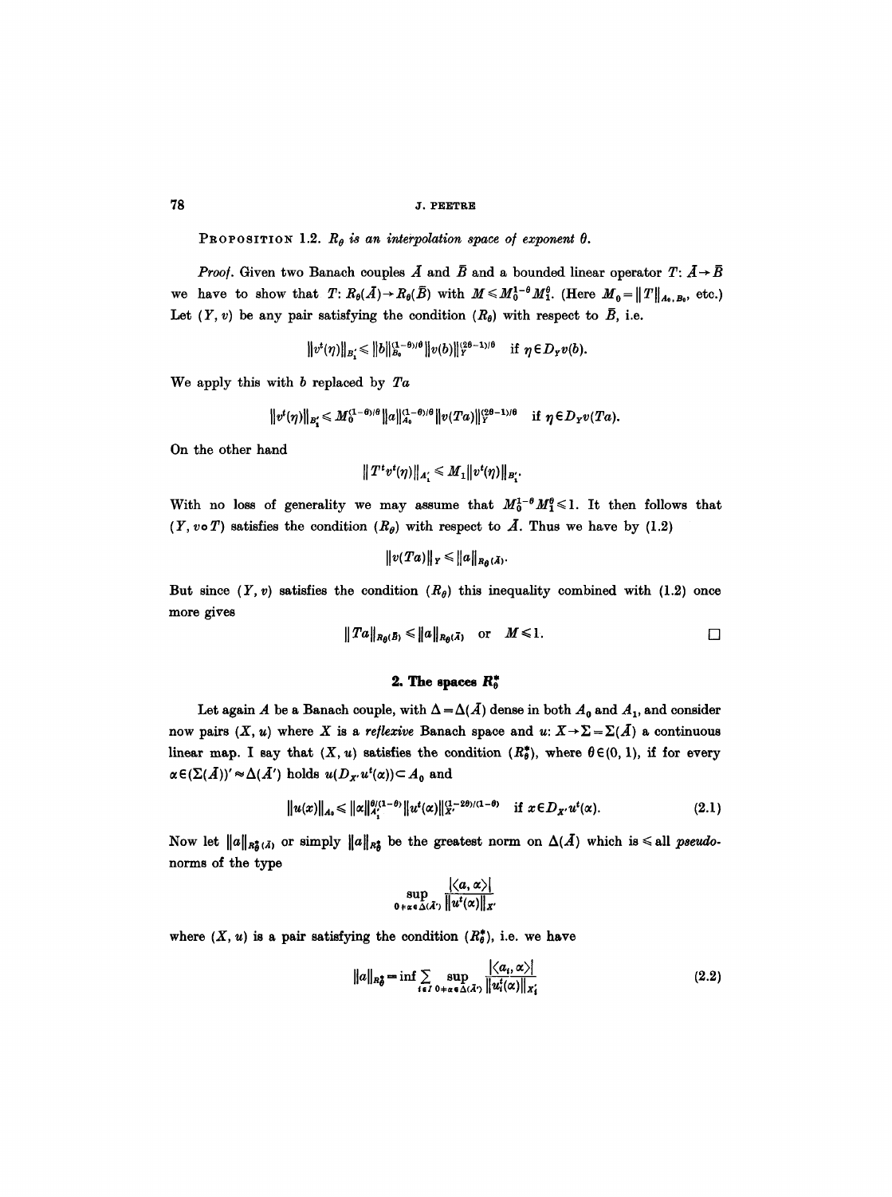**Proposition 1.2.** *$R_\theta$ is an interpolation space of exponent $\theta$.*

*Proof.* Given two Banach couples $\bar{A}$ and $\bar{B}$ and a bounded linear operator $T: \bar{A} \to \bar{B}$ we have to show that $T: R_\theta(\bar{A}) \to R_\theta(\bar{B})$ with $M \leqslant M_0^{1-\theta} M_1^\theta$. (Here $M_0 = \|T\|_{A_0, B_0}$, etc.) Let $(Y, v)$ be any pair satisfying the condition $(R_\theta)$ with respect to $\bar{B}$, i.e.

$$\|v^t(\eta)\|_{B_1'} \leqslant \|b\|_{B_0}^{(1-\theta)/\theta} \|v(b)\|_Y^{(2\theta-1)/\theta} \quad \text{if } \eta \in D_Y v(b).$$

We apply this with $b$ replaced by $Ta$

$$\|v^t(\eta)\|_{B_1'} \leqslant M_0^{(1-\theta)/\theta} \|a\|_{A_0}^{(1-\theta)/\theta} \|v(Ta)\|_Y^{(2\theta-1)/\theta} \quad \text{if } \eta \in D_Y v(Ta).$$

On the other hand

$$\|T^t v^t(\eta)\|_{A_1'} \leqslant M_1 \|v^t(\eta)\|_{B_1'}.$$

With no loss of generality we may assume that $M_0^{1-\theta} M_1^\theta \leqslant 1$. It then follows that $(Y, v \circ T)$ satisfies the condition $(R_\theta)$ with respect to $\bar{A}$. Thus we have by (1.2)

$$\|v(Ta)\|_Y \leqslant \|a\|_{R_\theta(\bar{A})}.$$

But since $(Y, v)$ satisfies the condition $(R_\theta)$ this inequality combined with (1.2) once more gives

$$\|Ta\|_{R_\theta(\bar{B})} \leqslant \|a\|_{R_\theta(\bar{A})} \quad \text{or} \quad M \leqslant 1. \qquad \square$$

## 2. The spaces $R_\theta^*$

Let again $A$ be a Banach couple, with $\Delta = \Delta(\bar{A})$ dense in both $A_0$ and $A_1$, and consider now pairs $(X, u)$ where $X$ is a *reflexive* Banach space and $u: X \to \Sigma = \Sigma(\bar{A})$ a continuous linear map. I say that $(X, u)$ satisfies the condition $(R_\theta^*)$, where $\theta \in (0, 1)$, if for every $\alpha \in (\Sigma(\bar{A}))' \approx \Delta(\bar{A}')$ holds $u(D_{X'} u^t(\alpha)) \subset A_0$ and

$$\|u(x)\|_{A_0} \leqslant \|\alpha\|_{A_1'}^{\theta/(1-\theta)} \|u^t(\alpha)\|_{X'}^{(1-2\theta)/(1-\theta)} \quad \text{if } x \in D_{X'} u^t(\alpha). \tag{2.1}$$

Now let $\|a\|_{R_\theta^*(\bar{A})}$ or simply $\|a\|_{R_\theta^*}$ be the greatest norm on $\Delta(\bar{A})$ which is $\leqslant$ all *pseudo-norms* of the type

$$\sup_{0 \neq \alpha \in \Delta(\bar{A}')} \frac{|\langle a, \alpha \rangle|}{\|u^t(\alpha)\|_{X'}}$$

where $(X, u)$ is a pair satisfying the condition $(R_\theta^*)$, i.e. we have

$$\|a\|_{R_\theta^*} = \inf \sum_{i \in I} \sup_{0 \neq \alpha \in \Delta(\bar{A}')} \frac{|\langle a_i, \alpha \rangle|}{\|u_i^t(\alpha)\|_{X_i'}} \tag{2.2}$$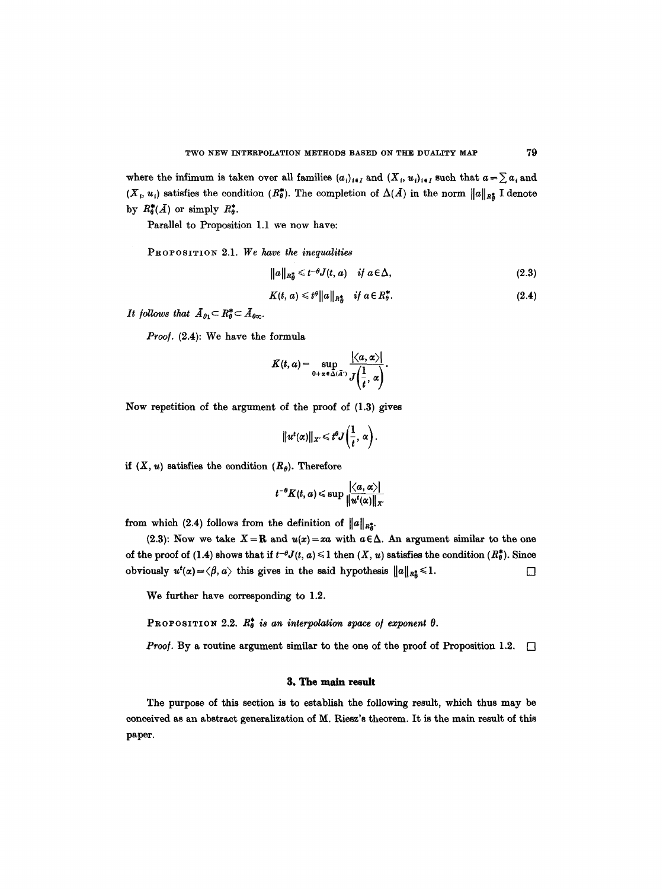where the infimum is taken over all families $(a_i)_{i\in I}$ and $(X_i, u_i)_{i\in I}$ such that $a=\sum a_i$ and $(X_i, u_i)$ satisfies the condition $(R_\theta^*)$. The completion of $\Delta(\bar{A})$ in the norm $\|a\|_{R_\theta^*}$ I denote by $R_\theta^*(\bar{A})$ or simply $R_\theta^*$.

Parallel to Proposition 1.1 we now have:

**PROPOSITION 2.1.** *We have the inequalities*

$$\|a\|_{R_\theta^*} \leqslant t^{-\theta}J(t,a) \quad \text{if } a\in\Delta, \tag{2.3}$$

$$K(t,a) \leqslant t^{\theta}\|a\|_{R_\theta^*} \quad \text{if } a\in R_\theta^*. \tag{2.4}$$

*It follows that* $\bar{A}_{\theta 1}\subset R_\theta^* \subset \bar{A}_{\theta\infty}$.

*Proof.* (2.4): We have the formula

$$K(t,a)=\sup_{0\neq\alpha\in\Delta(\bar{A}')}\frac{|\langle a,\alpha\rangle|}{J\left(\dfrac{1}{t},\alpha\right)}.$$

Now repetition of the argument of the proof of (1.3) gives

$$\|u^t(\alpha)\|_{X'}\leqslant t^{\theta}J\left(\frac{1}{t},\alpha\right).$$

if $(X, u)$ satisfies the condition $(R_\theta)$. Therefore

$$t^{-\theta}K(t,a)\leqslant \sup\frac{|\langle a,\alpha\rangle|}{\|u^t(\alpha)\|_{X'}}$$

from which (2.4) follows from the definition of $\|a\|_{R_\theta^*}$.

(2.3): Now we take $X=\mathbf{R}$ and $u(x)=xa$ with $a\in\Delta$. An argument similar to the one of the proof of (1.4) shows that if $t^{-\theta}J(t,a)\leqslant 1$ then $(X, u)$ satisfies the condition $(R_\theta^*)$. Since obviously $u^t(\alpha)=\langle\beta, a\rangle$ this gives in the said hypothesis $\|a\|_{R_\theta^*}\leqslant 1$. $\square$

We further have corresponding to 1.2.

**PROPOSITION 2.2.** *$R_\theta^*$ is an interpolation space of exponent $\theta$.*

*Proof.* By a routine argument similar to the one of the proof of Proposition 1.2. $\square$

## 3. The main result

The purpose of this section is to establish the following result, which thus may be conceived as an abstract generalization of M. Riesz's theorem. It is the main result of this paper.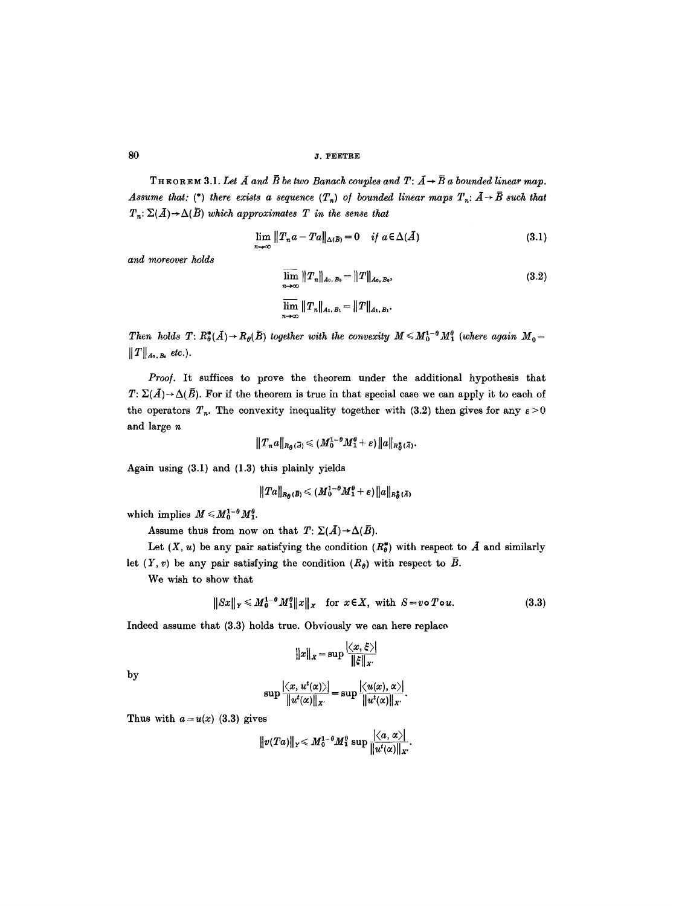**Theorem 3.1.** *Let $\bar{A}$ and $\bar{B}$ be two Banach couples and $T: \bar{A} \to \bar{B}$ a bounded linear map. Assume that:* (\*) *there exists a sequence $(T_n)$ of bounded linear maps $T_n: \bar{A} \to \bar{B}$ such that $T_n: \Sigma(\bar{A}) \to \Delta(\bar{B})$ which approximates $T$ in the sense that*

$$\lim_{n \to \infty} \|T_n a - Ta\|_{\Delta(\bar{B})} = 0 \quad \textit{if } a \in \Delta(\bar{A}) \tag{3.1}$$

*and moreover holds*

$$\overline{\lim_{n \to \infty}} \|T_n\|_{A_0, B_0} = \|T\|_{A_0, B_0}, \tag{3.2}$$

$$\overline{\lim_{n \to \infty}} \|T_n\|_{A_1, B_1} = \|T\|_{A_1, B_1}.$$

*Then holds $T: R_\theta^*(\bar{A}) \to R_\theta(\bar{B})$ together with the convexity $M \leqslant M_0^{1-\theta} M_1^\theta$ (where again $M_0 = \|T\|_{A_0, B_0}$ etc.).*

*Proof.* It suffices to prove the theorem under the additional hypothesis that $T: \Sigma(\bar{A}) \to \Delta(\bar{B})$. For if the theorem is true in that special case we can apply it to each of the operators $T_n$. The convexity inequality together with (3.2) then gives for any $\varepsilon > 0$ and large $n$

$$\|T_n a\|_{R_\theta(\bar{B})} \leqslant (M_0^{1-\theta} M_1^\theta + \varepsilon) \|a\|_{R_\theta^*(\bar{A})}.$$

Again using (3.1) and (1.3) this plainly yields

$$\|Ta\|_{R_\theta(\bar{B})} \leqslant (M_0^{1-\theta} M_1^\theta + \varepsilon) \|a\|_{R_\theta^*(\bar{A})}$$

which implies $M \leqslant M_0^{1-\theta} M_1^\theta$.

Assume thus from now on that $T: \Sigma(\bar{A}) \to \Delta(\bar{B})$.

Let $(X, u)$ be any pair satisfying the condition $(R_\theta^*)$ with respect to $\bar{A}$ and similarly let $(Y, v)$ be any pair satisfying the condition $(R_\theta)$ with respect to $\bar{B}$.

We wish to show that

$$\|Sx\|_Y \leqslant M_0^{1-\theta} M_1^\theta \|x\|_X \quad \text{for } x \in X, \text{ with } S = v \circ T \circ u. \tag{3.3}$$

Indeed assume that (3.3) holds true. Obviously we can here replace

$$\|x\|_X = \sup \frac{|\langle x, \xi \rangle|}{\|\xi\|_{X'}}$$

by

$$\sup \frac{|\langle x, u^t(\alpha) \rangle|}{\|u^t(\alpha)\|_{X'}} = \sup \frac{|\langle u(x), \alpha \rangle|}{\|u^t(\alpha)\|_{X'}}.$$

Thus with $a = u(x)$ (3.3) gives

$$\|v(Ta)\|_Y \leqslant M_0^{1-\theta} M_1^\theta \sup \frac{|\langle a, \alpha \rangle|}{\|u^t(\alpha)\|_{X'}}.$$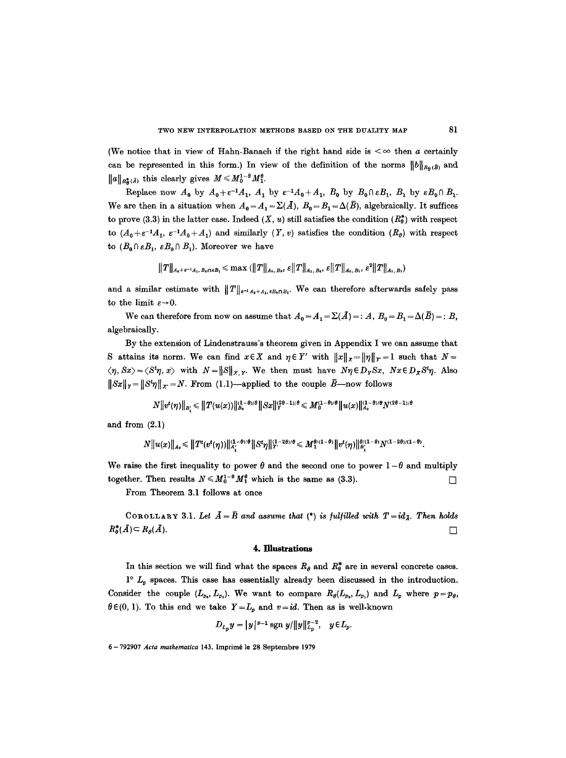(We notice that in view of Hahn-Banach if the right hand side is $<\infty$ then $a$ certainly can be represented in this form.) In view of the definition of the norms $\|b\|_{R_\theta(\bar{B})}$ and $\|a\|_{R_\theta^*(\bar{A})}$ this clearly gives $M \leq M_0^{1-\theta} M_1^\theta$.

Replace now $A_0$ by $A_0 + \varepsilon^{-1} A_1$, $A_1$ by $\varepsilon^{-1} A_0 + A_1$, $B_0$ by $B_0 \cap \varepsilon B_1$, $B_1$ by $\varepsilon B_0 \cap B_1$. We are then in a situation when $A_0 = A_1 = \Sigma(\bar{A})$, $B_0 = B_1 = \Delta(\bar{B})$, algebraically. It suffices to prove (3.3) in the latter case. Indeed $(X, u)$ still satisfies the condition $(R_\theta^*)$ with respect to $(A_0 + \varepsilon^{-1} A_1, \varepsilon^{-1} A_0 + A_1)$ and similarly $(Y, v)$ satisfies the condition $(R_\theta)$ with respect to $(B_0 \cap \varepsilon B_1, \varepsilon B_0 \cap B_1)$. Moreover we have

$$\|T\|_{A_0 + \varepsilon^{-1} A_1, B_0 \cap \varepsilon B_1} \leq \max\left(\|T\|_{A_0, B_0}, \varepsilon \|T\|_{A_1, B_0}, \varepsilon \|T\|_{A_0, B_1}, \varepsilon^2 \|T\|_{A_1, B_1}\right)$$

and a similar estimate with $\|T\|_{\varepsilon^{-1} A_0 + A_1, \varepsilon B_0 \cap B_1}$. We can therefore afterwards safely pass to the limit $\varepsilon \to 0$.

We can therefore from now on assume that $A_0 = A_1 = \Sigma(\bar{A}) =: A$, $B_0 = B_1 = \Delta(\bar{B}) =: B$, algebraically.

By the extension of Lindenstrauss's theorem given in Appendix I we can assume that S attains its norm. We can find $x \in X$ and $\eta \in Y'$ with $\|x\|_X = \|\eta\|_{Y'} = 1$ such that $N = \langle \eta, Sx \rangle = \langle S^t \eta, x \rangle$ with $N = \|S\|_{X,Y}$. We then must have $N\eta \in D_Y Sx$, $Nx \in D_X S^t \eta$. Also $\|Sx\|_Y = \|S^t \eta\|_{X'} = N$. From (1.1)—applied to the couple $\bar{B}$—now follows

$$N\|v^t(\eta)\|_{B_1'} \leq \|T(u(x))\|_{B_0}^{(1-\theta)/\theta} \|Sx\|_Y^{(2\theta-1)/\theta} \leq M_0^{(1-\theta)/\theta} \|u(x)\|_{A_0}^{(1-\theta)/\theta} N^{(2\theta-1)/\theta}$$

and from (2.1)

$$N\|u(x)\|_{A_0} \leq \|T^t(v^t(\eta))\|_{A_1'}^{(1-\theta)/\theta} \|S^t \eta\|_{Y'}^{(1-2\theta)/\theta} \leq M_1^{\theta/(1-\theta)} \|v^t(\eta)\|_{B_1'}^{\theta/(1-\theta)} N^{(1-2\theta)/(1-\theta)}.$$

We raise the first inequality to power $\theta$ and the second one to power $1-\theta$ and multiply together. Then results $N \leq M_0^{1-\theta} M_1^\theta$ which is the same as (3.3). $\square$

From Theorem 3.1 follows at once

COROLLARY 3.1. *Let $\bar{A} = \bar{B}$ and assume that (\*) is fulfilled with $T = id_{\bar{A}}$. Then holds $R_\theta^*(\bar{A}) \subset R_\theta(\bar{A})$.* $\square$

## 4. Illustrations

In this section we will find what the spaces $R_\theta$ and $R_\theta^*$ are in several concrete cases.

1° $L_p$ spaces. This case has essentially already been discussed in the introduction. Consider the couple $(L_{p_0}, L_{p_1})$. We want to compare $R_\theta(L_{p_0}, L_{p_1})$ and $L_p$ where $p = p_\theta$, $\theta \in (0, 1)$. To this end we take $Y = L_p$ and $v = id$. Then as is well-known

$$D_{L_p} y = |y|^{p-1} \operatorname{sgn} y / \|y\|_{L_p}^{p-2}, \quad y \in L_p.$$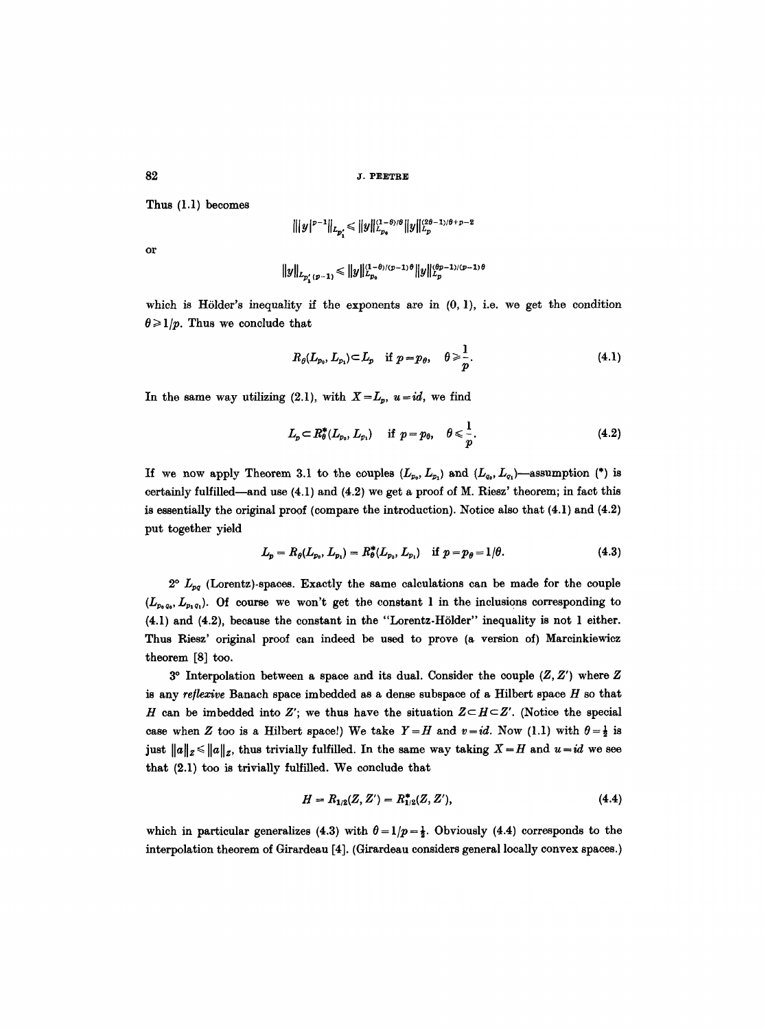Thus (1.1) becomes

$$\||y|^{p-1}\|_{L_{p_1'}} \leqslant \|y\|_{L_{p_0}}^{(1-\theta)/\theta} \|y\|_{L_p}^{(2\theta-1)/\theta+p-2}$$

or

$$\|y\|_{L_{p_1'(p-1)}} \leqslant \|y\|_{L_{p_0}}^{(1-\theta)/(p-1)\theta} \|y\|_{L_p}^{(\theta p-1)/(p-1)\theta}$$

which is Hölder's inequality if the exponents are in $(0, 1)$, i.e. we get the condition $\theta \geqslant 1/p$. Thus we conclude that

$$R_\theta(L_{p_0}, L_{p_1}) \subset L_p \quad \text{if } p = p_\theta, \quad \theta \geqslant \frac{1}{p}. \tag{4.1}$$

In the same way utilizing (2.1), with $X = L_p$, $u = id$, we find

$$L_p \subset R_\theta^*(L_{p_0}, L_{p_1}) \quad \text{if } p = p_\theta, \quad \theta \leqslant \frac{1}{p}. \tag{4.2}$$

If we now apply Theorem 3.1 to the couples $(L_{p_0}, L_{p_1})$ and $(L_{q_0}, L_{q_1})$—assumption (*) is certainly fulfilled—and use (4.1) and (4.2) we get a proof of M. Riesz' theorem; in fact this is essentially the original proof (compare the introduction). Notice also that (4.1) and (4.2) put together yield

$$L_p = R_\theta(L_{p_0}, L_{p_1}) = R_\theta^*(L_{p_0}, L_{p_1}) \quad \text{if } p = p_\theta = 1/\theta. \tag{4.3}$$

2° $L_{pq}$ (Lorentz)-spaces. Exactly the same calculations can be made for the couple $(L_{p_0 q_0}, L_{p_1 q_1})$. Of course we won't get the constant 1 in the inclusions corresponding to (4.1) and (4.2), because the constant in the "Lorentz-Hölder" inequality is not 1 either. Thus Riesz' original proof can indeed be used to prove (a version of) Marcinkiewicz theorem [8] too.

3° Interpolation between a space and its dual. Consider the couple $(Z, Z')$ where $Z$ is any *reflexive* Banach space imbedded as a dense subspace of a Hilbert space $H$ so that $H$ can be imbedded into $Z'$; we thus have the situation $Z \subset H \subset Z'$. (Notice the special case when $Z$ too is a Hilbert space!) We take $Y = H$ and $v = id$. Now (1.1) with $\theta = \frac{1}{2}$ is just $\|a\|_Z \leqslant \|a\|_Z$, thus trivially fulfilled. In the same way taking $X = H$ and $u = id$ we see that (2.1) too is trivially fulfilled. We conclude that

$$H = R_{1/2}(Z, Z') = R_{1/2}^*(Z, Z'), \tag{4.4}$$

which in particular generalizes (4.3) with $\theta = 1/p = \frac{1}{2}$. Obviously (4.4) corresponds to the interpolation theorem of Girardeau [4]. (Girardeau considers general locally convex spaces.)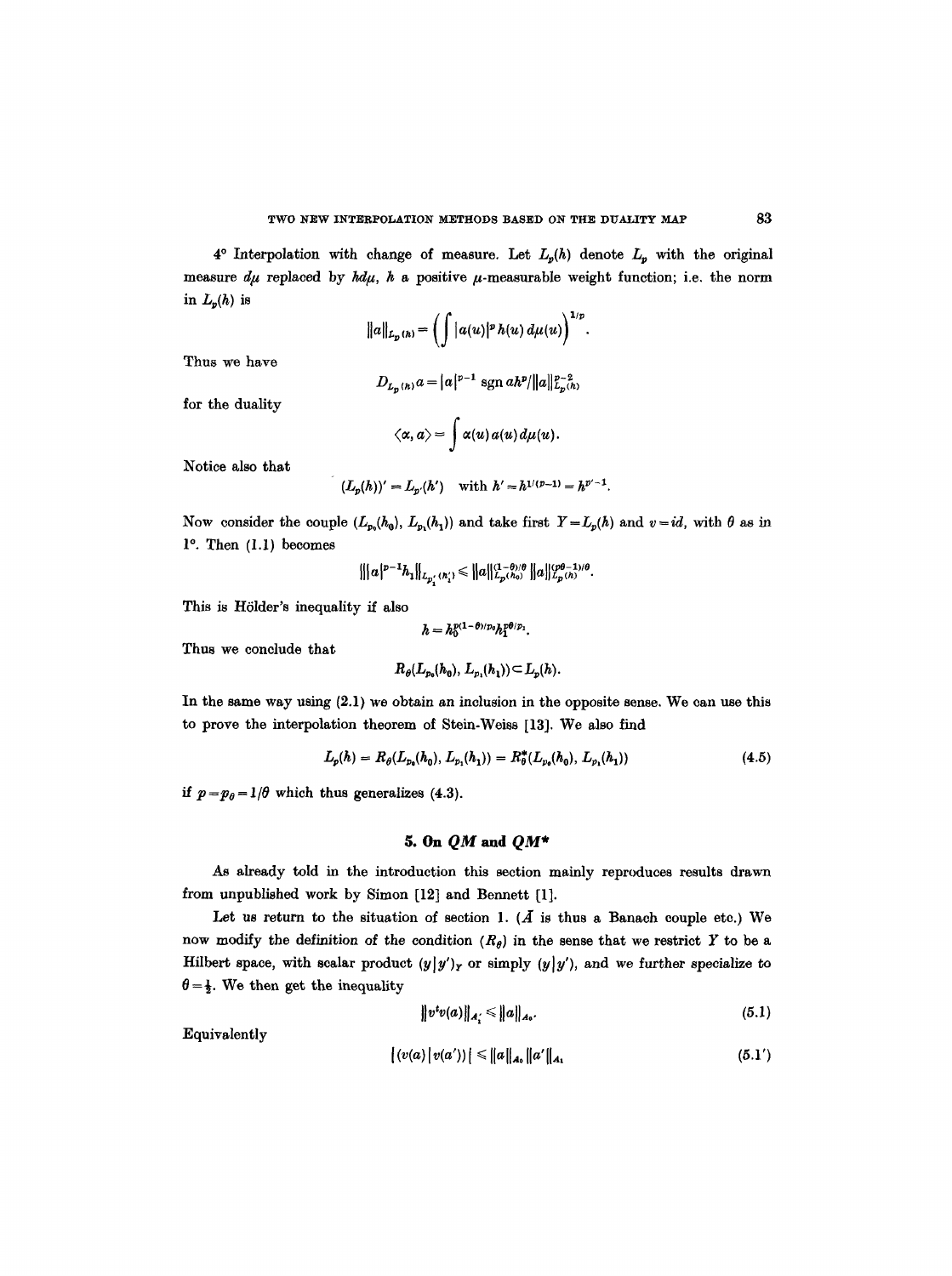4° Interpolation with change of measure. Let $L_p(h)$ denote $L_p$ with the original measure $d\mu$ replaced by $h d\mu$, $h$ a positive $\mu$-measurable weight function; i.e. the norm in $L_p(h)$ is

$$\|a\|_{L_p(h)} = \left(\int |a(u)|^p h(u)\, d\mu(u)\right)^{1/p}.$$

Thus we have

$$D_{L_p(h)} a = |a|^{p-1} \operatorname{sgn} a h^p / \|a\|_{L_p(h)}^{p-2}$$

for the duality

$$\langle \alpha, a \rangle = \int \alpha(u)\, a(u)\, d\mu(u).$$

Notice also that

$$(L_p(h))' = L_{p'}(h') \quad \text{with } h' = h^{1/(p-1)} = h^{p'-1}.$$

Now consider the couple $(L_{p_0}(h_0), L_{p_1}(h_1))$ and take first $Y = L_p(h)$ and $v = id$, with $\theta$ as in 1°. Then (1.1) becomes

$$\| |a|^{p-1} h_1 \|_{L_{p_1'}(h_1')} \leqslant \|a\|_{L_p(h_0)}^{(1-\theta)/\theta} \|a\|_{L_p(h)}^{(p\theta-1)/\theta}.$$

This is Hölder's inequality if also

$$h = h_0^{p(1-\theta)/p_0} h_1^{p\theta/p_1}.$$

Thus we conclude that

$$R_\theta(L_{p_0}(h_0), L_{p_1}(h_1)) \subset L_p(h).$$

In the same way using (2.1) we obtain an inclusion in the opposite sense. We can use this to prove the interpolation theorem of Stein-Weiss [13]. We also find

$$L_p(h) = R_\theta(L_{p_0}(h_0), L_{p_1}(h_1)) = R_\theta^*(L_{p_0}(h_0), L_{p_1}(h_1)) \tag{4.5}$$

if $p = p_\theta = 1/\theta$ which thus generalizes (4.3).

## 5. On $QM$ and $QM^*$

As already told in the introduction this section mainly reproduces results drawn from unpublished work by Simon [12] and Bennett [1].

Let us return to the situation of section 1. ($\bar{A}$ is thus a Banach couple etc.) We now modify the definition of the condition $(R_\theta)$ in the sense that we restrict $Y$ to be a Hilbert space, with scalar product $(y|y')_Y$ or simply $(y|y')$, and we further specialize to $\theta = \frac{1}{2}$. We then get the inequality

$$\|v^t v(a)\|_{A_1'} \leqslant \|a\|_{A_0}. \tag{5.1}$$

Equivalently

$$|(v(a)\,|\,v(a'))| \leqslant \|a\|_{A_0} \|a'\|_{A_1} \tag{5.1'}$$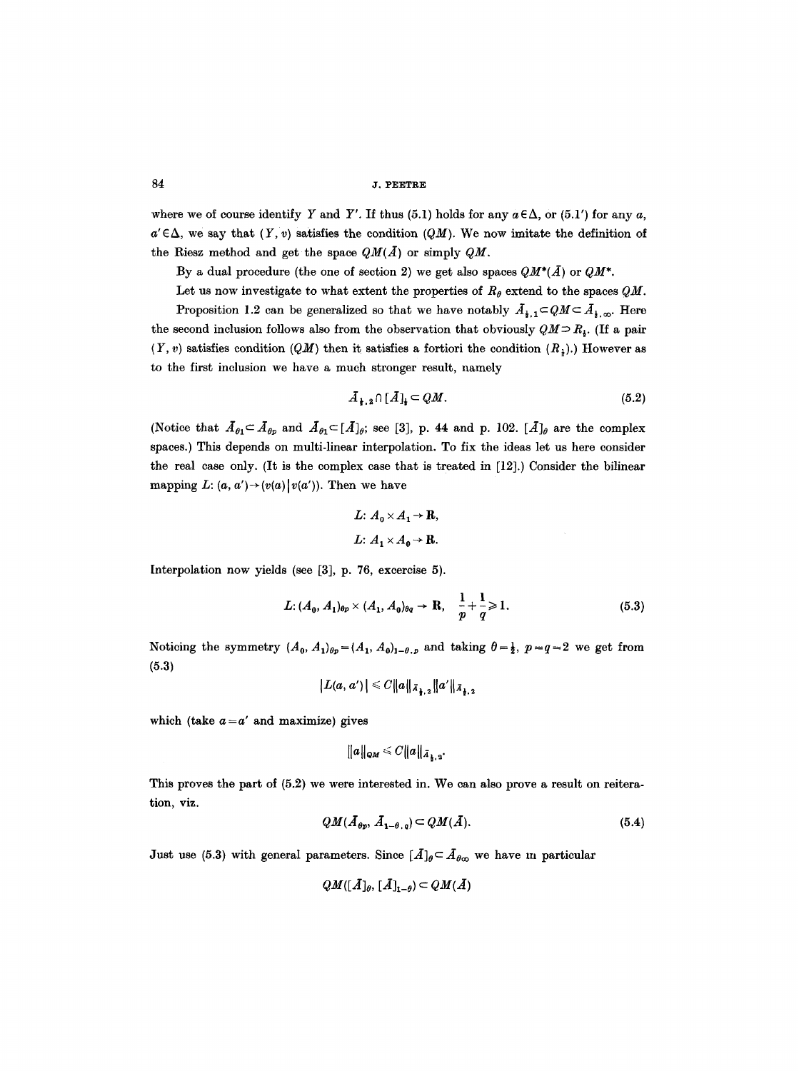where we of course identify $Y$ and $Y'$. If thus (5.1) holds for any $a \in \Delta$, or (5.1') for any $a$, $a' \in \Delta$, we say that $(Y, v)$ satisfies the condition $(QM)$. We now imitate the definition of the Riesz method and get the space $QM(\bar{A})$ or simply $QM$.

By a dual procedure (the one of section 2) we get also spaces $QM^*(\bar{A})$ or $QM^*$.

Let us now investigate to what extent the properties of $R_\theta$ extend to the spaces $QM$.

Proposition 1.2 can be generalized so that we have notably $\bar{A}_{\frac{1}{2},1} \subset QM \subset \bar{A}_{\frac{1}{2},\infty}$. Here the second inclusion follows also from the observation that obviously $QM \supset R_{\frac{1}{2}}$. (If a pair $(Y, v)$ satisfies condition $(QM)$ then it satisfies a fortiori the condition $(R_{\frac{1}{2}})$.) However as to the first inclusion we have a much stronger result, namely

$$\bar{A}_{\frac{1}{2},2} \cap [\bar{A}]_{\frac{1}{2}} \subset QM. \tag{5.2}$$

(Notice that $\bar{A}_{\theta 1} \subset \bar{A}_{\theta p}$ and $\bar{A}_{\theta 1} \subset [\bar{A}]_\theta$; see [3], p. 44 and p. 102. $[\bar{A}]_\theta$ are the complex spaces.) This depends on multi-linear interpolation. To fix the ideas let us here consider the real case only. (It is the complex case that is treated in [12].) Consider the bilinear mapping $L: (a, a') \to (v(a) \,|\, v(a'))$. Then we have

$$L: A_0 \times A_1 \to \mathbf{R},$$
$$L: A_1 \times A_0 \to \mathbf{R}.$$

Interpolation now yields (see [3], p. 76, excercise 5).

$$L: (A_0, A_1)_{\theta p} \times (A_1, A_0)_{\theta q} \to \mathbf{R}, \quad \frac{1}{p} + \frac{1}{q} \geqslant 1. \tag{5.3}$$

Noticing the symmetry $(A_0, A_1)_{\theta p} = (A_1, A_0)_{1-\theta, p}$ and taking $\theta = \frac{1}{2}$, $p = q = 2$ we get from (5.3)

$$|L(a, a')| \leqslant C \|a\|_{\bar{A}_{\frac{1}{2},2}} \|a'\|_{\bar{A}_{\frac{1}{2},2}}$$

which (take $a = a'$ and maximize) gives

$$\|a\|_{QM} \leqslant C \|a\|_{\bar{A}_{\frac{1}{2},2}}.$$

This proves the part of (5.2) we were interested in. We can also prove a result on reiteration, viz.

$$QM(\bar{A}_{\theta p}, \bar{A}_{1-\theta, q}) \subset QM(\bar{A}). \tag{5.4}$$

Just use (5.3) with general parameters. Since $[\bar{A}]_\theta \subset \bar{A}_{\theta\infty}$ we have in particular

$$QM([\bar{A}]_\theta, [\bar{A}]_{1-\theta}) \subset QM(\bar{A})$$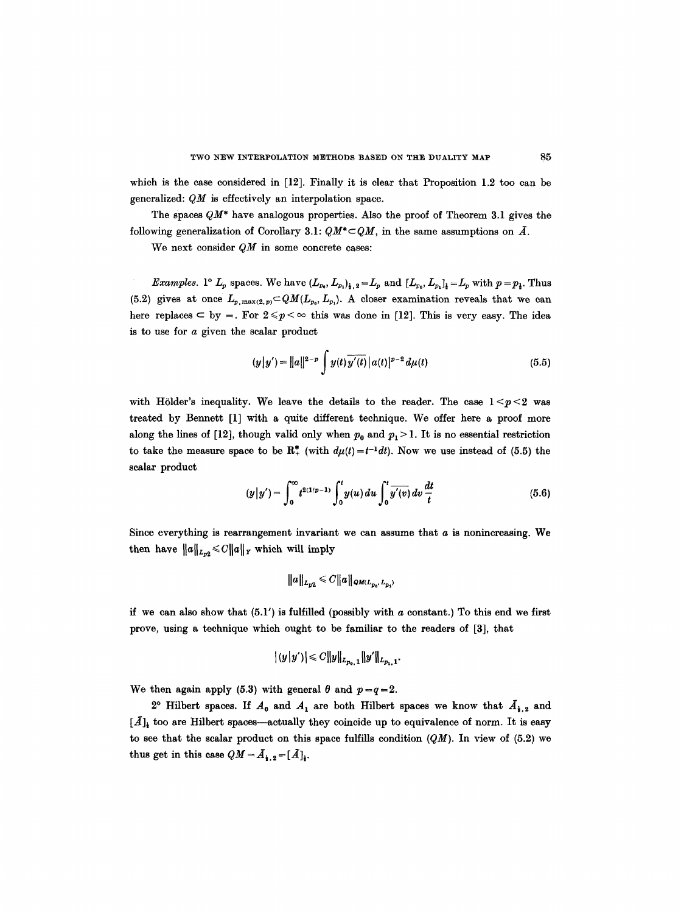which is the case considered in [12]. Finally it is clear that Proposition 1.2 too can be generalized: $QM$ is effectively an interpolation space.

The spaces $QM^*$ have analogous properties. Also the proof of Theorem 3.1 gives the following generalization of Corollary 3.1: $QM^* \subset QM$, in the same assumptions on $\bar{A}$.

We next consider $QM$ in some concrete cases:

*Examples.* 1° $L_p$ spaces. We have $(L_{p_0}, L_{p_1})_{\frac{1}{2},2} = L_p$ and $[L_{p_0}, L_{p_1}]_{\frac{1}{2}} = L_p$ with $p = p_{\frac{1}{2}}$. Thus (5.2) gives at once $L_{p,\max(2,p)} \subset QM(L_{p_0}, L_{p_1})$. A closer examination reveals that we can here replaces $\subset$ by $=$. For $2 \leqslant p < \infty$ this was done in [12]. This is very easy. The idea is to use for $a$ given the scalar product

$$(y|y') = \|a\|^{2-p} \int y(t)\overline{y'(t)}\,|a(t)|^{p-2}\,d\mu(t) \tag{5.5}$$

with Hölder's inequality. We leave the details to the reader. The case $1 < p < 2$ was treated by Bennett [1] with a quite different technique. We offer here a proof more along the lines of [12], though valid only when $p_0$ and $p_1 > 1$. It is no essential restriction to take the measure space to be $\mathbf{R}_+^*$ (with $d\mu(t) = t^{-1}dt$). Now we use instead of (5.5) the scalar product

$$(y|y') = \int_0^\infty t^{2(1/p-1)} \int_0^t y(u)\,du \int_0^t \overline{y'(v)}\,dv\,\frac{dt}{t} \tag{5.6}$$

Since everything is rearrangement invariant we can assume that $a$ is nonincreasing. We then have $\|a\|_{L_{p2}} \leqslant C\|a\|_Y$ which will imply

$$\|a\|_{L_{p2}} \leqslant C\|a\|_{QM(L_{p_0}, L_{p_1})}$$

if we can also show that (5.1′) is fulfilled (possibly with a constant.) To this end we first prove, using a technique which ought to be familiar to the readers of [3], that

$$|(y|y')| \leqslant C\|y\|_{L_{p_0},1}\|y'\|_{L_{p_1},1}.$$

We then again apply (5.3) with general $\theta$ and $p = q = 2$.

2° Hilbert spaces. If $A_0$ and $A_1$ are both Hilbert spaces we know that $\bar{A}_{\frac{1}{2},2}$ and $[\bar{A}]_{\frac{1}{2}}$ too are Hilbert spaces—actually they coincide up to equivalence of norm. It is easy to see that the scalar product on this space fulfills condition ($QM$). In view of (5.2) we thus get in this case $QM = \bar{A}_{\frac{1}{2},2} = [\bar{A}]_{\frac{1}{2}}$.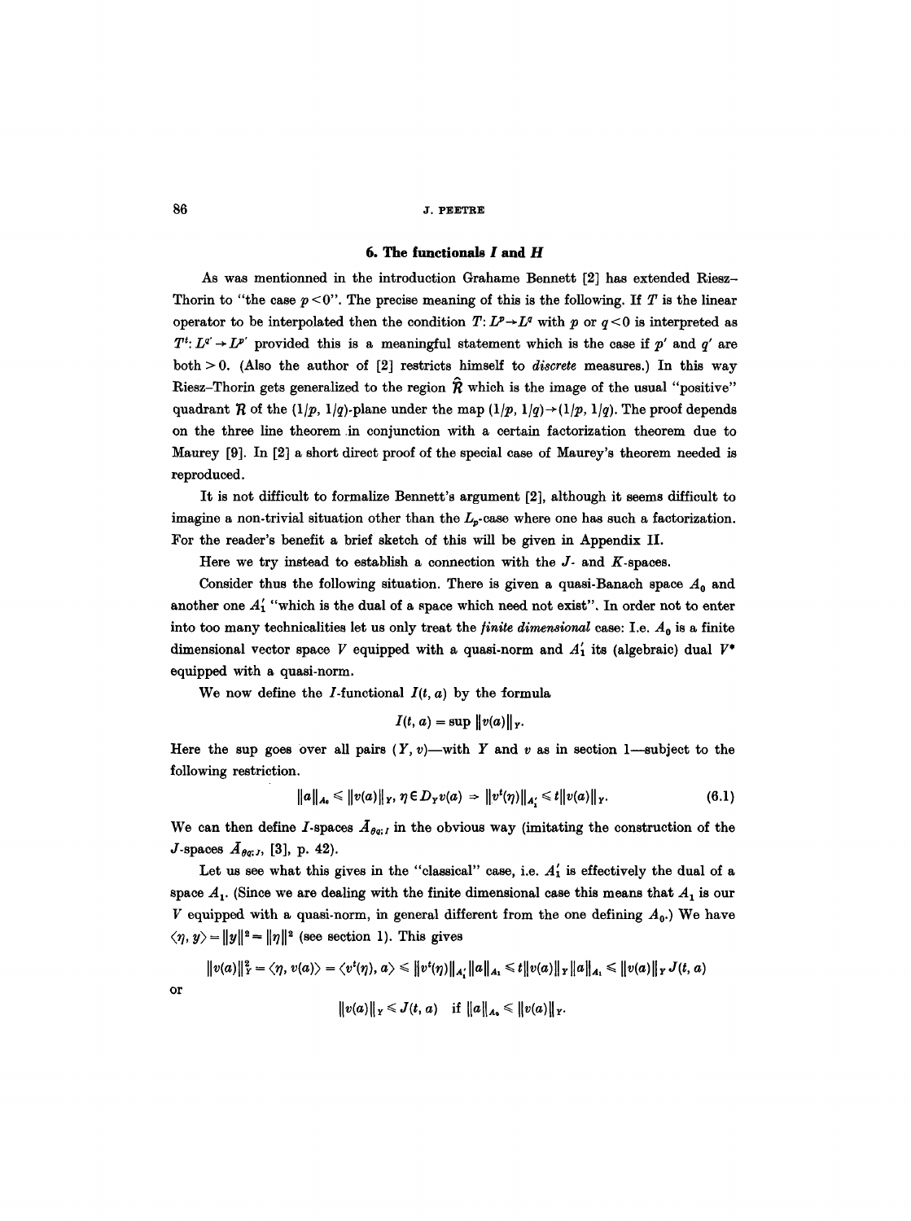## 6. The functionals $I$ and $H$

As was mentionned in the introduction Grahame Bennett [2] has extended Riesz–Thorin to "the case $p<0$". The precise meaning of this is the following. If $T$ is the linear operator to be interpolated then the condition $T: L^p \to L^q$ with $p$ or $q<0$ is interpreted as $T^t: L^{q'} \to L^{p'}$ provided this is a meaningful statement which is the case if $p'$ and $q'$ are both $>0$. (Also the author of [2] restricts himself to *discrete* measures.) In this way Riesz–Thorin gets generalized to the region $\hat{\mathcal{R}}$ which is the image of the usual "positive" quadrant $\mathcal{R}$ of the $(1/p, 1/q)$-plane under the map $(1/p, 1/q) \to (1/p, 1/q)$. The proof depends on the three line theorem in conjunction with a certain factorization theorem due to Maurey [9]. In [2] a short direct proof of the special case of Maurey's theorem needed is reproduced.

It is not difficult to formalize Bennett's argument [2], although it seems difficult to imagine a non-trivial situation other than the $L_p$-case where one has such a factorization. For the reader's benefit a brief sketch of this will be given in Appendix II.

Here we try instead to establish a connection with the $J$- and $K$-spaces.

Consider thus the following situation. There is given a quasi-Banach space $A_0$ and another one $A_1'$ "which is the dual of a space which need not exist". In order not to enter into too many technicalities let us only treat the *finite dimensional* case: I.e. $A_0$ is a finite dimensional vector space $V$ equipped with a quasi-norm and $A_1'$ its (algebraic) dual $V^*$ equipped with a quasi-norm.

We now define the $I$-functional $I(t, a)$ by the formula

$$I(t, a) = \sup \|v(a)\|_Y.$$

Here the sup goes over all pairs $(Y, v)$—with $Y$ and $v$ as in section 1—subject to the following restriction.

$$\|a\|_{A_0} \leqslant \|v(a)\|_Y, \; \eta \in D_Y v(a) \Rightarrow \|v^t(\eta)\|_{A_1'} \leqslant t\|v(a)\|_Y. \tag{6.1}$$

We can then define $I$-spaces $\bar{A}_{\theta q; I}$ in the obvious way (imitating the construction of the $J$-spaces $\bar{A}_{\theta q; J}$, [3], p. 42).

Let us see what this gives in the "classical" case, i.e. $A_1'$ is effectively the dual of a space $A_1$. (Since we are dealing with the finite dimensional case this means that $A_1$ is our $V$ equipped with a quasi-norm, in general different from the one defining $A_0$.) We have $\langle \eta, y\rangle = \|y\|^2 = \|\eta\|^2$ (see section 1). This gives

$$\|v(a)\|_Y^2 = \langle \eta, v(a)\rangle = \langle v^t(\eta), a\rangle \leqslant \|v^t(\eta)\|_{A_1'}\|a\|_{A_1} \leqslant t\|v(a)\|_Y\|a\|_{A_1} \leqslant \|v(a)\|_Y J(t, a)$$

or

$$\|v(a)\|_Y \leqslant J(t, a) \quad \text{if } \|a\|_{A_0} \leqslant \|v(a)\|_Y.$$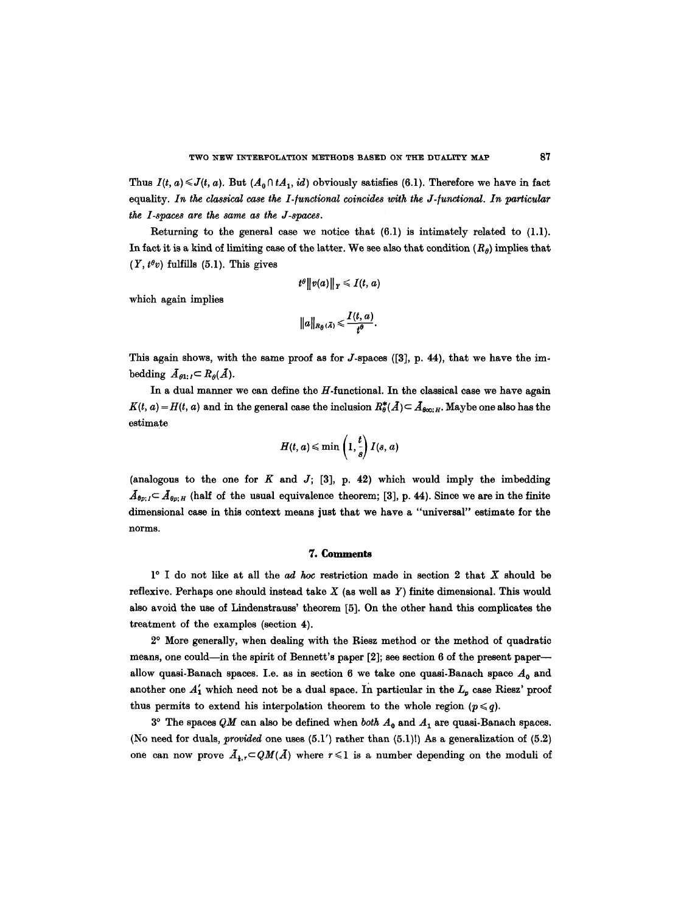Thus $I(t, a) \leqslant J(t, a)$. But $(A_0 \cap tA_1, id)$ obviously satisfies (6.1). Therefore we have in fact equality. *In the classical case the I-functional coincides with the J-functional. In particular the I-spaces are the same as the J-spaces.*

Returning to the general case we notice that (6.1) is intimately related to (1.1). In fact it is a kind of limiting case of the latter. We see also that condition $(R_\theta)$ implies that $(Y, t^\theta v)$ fulfills (5.1). This gives

$$t^\theta \|v(a)\|_Y \leqslant I(t, a)$$

which again implies

$$\|a\|_{R_\theta(\bar{A})} \leqslant \frac{I(t, a)}{t^\theta}.$$

This again shows, with the same proof as for $J$-spaces ([3], p. 44), that we have the imbedding $\bar{A}_{\theta 1; I} \subset R_\theta(\bar{A})$.

In a dual manner we can define the $H$-functional. In the classical case we have again $K(t, a) = H(t, a)$ and in the general case the inclusion $R_\theta^*(\bar{A}) \subset \bar{A}_{\theta\infty; H}$. Maybe one also has the estimate

$$H(t, a) \leqslant \min\left(1, \frac{t}{s}\right) I(s, a)$$

(analogous to the one for $K$ and $J$; [3], p. 42) which would imply the imbedding $\bar{A}_{\theta p; I} \subset \bar{A}_{\theta p; H}$ (half of the usual equivalence theorem; [3], p. 44). Since we are in the finite dimensional case in this context means just that we have a "universal" estimate for the norms.

## 7. Comments

1° I do not like at all the *ad hoc* restriction made in section 2 that $X$ should be reflexive. Perhaps one should instead take $X$ (as well as $Y$) finite dimensional. This would also avoid the use of Lindenstrauss' theorem [5]. On the other hand this complicates the treatment of the examples (section 4).

2° More generally, when dealing with the Riesz method or the method of quadratic means, one could—in the spirit of Bennett's paper [2]; see section 6 of the present paper—allow quasi-Banach spaces. I.e. as in section 6 we take one quasi-Banach space $A_0$ and another one $A_1'$ which need not be a dual space. In particular in the $L_p$ case Riesz' proof thus permits to extend his interpolation theorem to the whole region $(p \leqslant q)$.

3° The spaces $QM$ can also be defined when *both* $A_0$ and $A_1$ are quasi-Banach spaces. (No need for duals, *provided* one uses (5.1') rather than (5.1)!) As a generalization of (5.2) one can now prove $\bar{A}_{\frac{1}{2}, r} \subset QM(\bar{A})$ where $r \leqslant 1$ is a number depending on the moduli of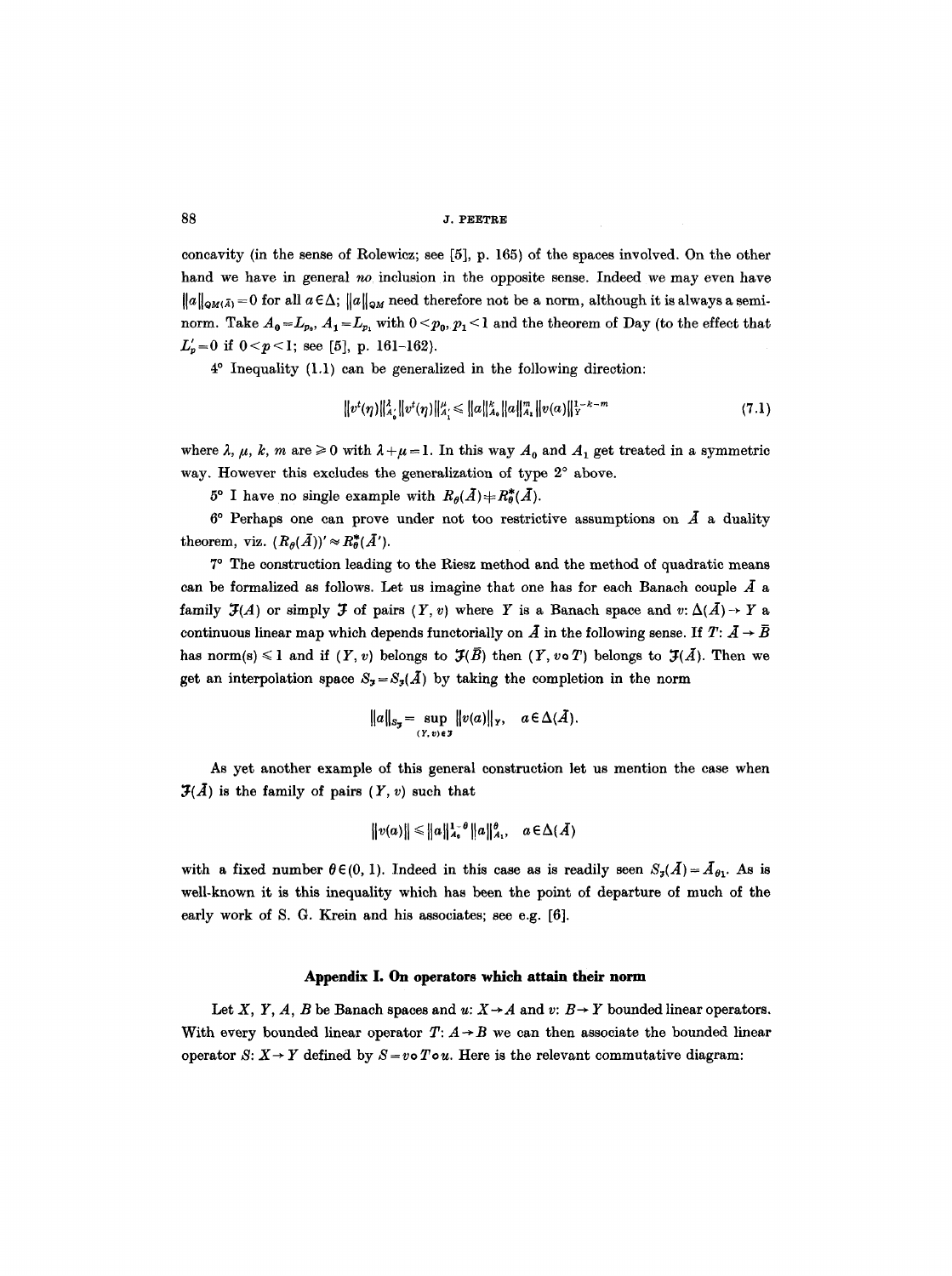concavity (in the sense of Rolewicz; see [5], p. 165) of the spaces involved. On the other hand we have in general *no* inclusion in the opposite sense. Indeed we may even have $\|a\|_{QM(\bar{A})}=0$ for all $a \in \Delta$; $\|a\|_{QM}$ need therefore not be a norm, although it is always a semi-norm. Take $A_0 = L_{p_0}$, $A_1 = L_{p_1}$ with $0 < p_0, p_1 < 1$ and the theorem of Day (to the effect that $L'_p = 0$ if $0 < p < 1$; see [5], p. 161–162).

4° Inequality (1.1) can be generalized in the following direction:

$$\|v^t(\eta)\|^{\lambda}_{A'_0} \|v^t(\eta)\|^{\mu}_{A'_1} \leq \|a\|^{k}_{A_0} \|a\|^{m}_{A_1} \|v(a)\|^{1-k-m}_{Y} \tag{7.1}$$

where $\lambda$, $\mu$, $k$, $m$ are $\geq 0$ with $\lambda + \mu = 1$. In this way $A_0$ and $A_1$ get treated in a symmetric way. However this excludes the generalization of type 2° above.

5° I have no single example with $R_\theta(\bar{A}) \neq R^*_\theta(\bar{A})$.

6° Perhaps one can prove under not too restrictive assumptions on $\bar{A}$ a duality theorem, viz. $(R_\theta(\bar{A}))' \approx R^*_\theta(\bar{A}')$.

7° The construction leading to the Riesz method and the method of quadratic means can be formalized as follows. Let us imagine that one has for each Banach couple $\bar{A}$ a family $\mathcal{J}(A)$ or simply $\mathcal{J}$ of pairs $(Y, v)$ where $Y$ is a Banach space and $v: \Delta(\bar{A}) \to Y$ a continuous linear map which depends functorially on $\bar{A}$ in the following sense. If $T: \bar{A} \to \bar{B}$ has norm(s) $\leq 1$ and if $(Y, v)$ belongs to $\mathcal{J}(\bar{B})$ then $(Y, v \circ T)$ belongs to $\mathcal{J}(\bar{A})$. Then we get an interpolation space $S_{\mathcal{J}} = S_{\mathcal{J}}(\bar{A})$ by taking the completion in the norm

$$\|a\|_{S_{\mathcal{J}}} = \sup_{(Y,v)\in\mathcal{J}} \|v(a)\|_Y, \quad a \in \Delta(\bar{A}).$$

As yet another example of this general construction let us mention the case when $\mathcal{J}(\bar{A})$ is the family of pairs $(Y, v)$ such that

$$\|v(a)\| \leq \|a\|^{1-\theta}_{A_0} \|a\|^{\theta}_{A_1}, \quad a \in \Delta(\bar{A})$$

with a fixed number $\theta \in (0, 1)$. Indeed in this case as is readily seen $S_{\mathcal{J}}(\bar{A}) = \bar{A}_{\theta 1}$. As is well-known it is this inequality which has been the point of departure of much of the early work of S. G. Krein and his associates; see e.g. [6].

## Appendix I. On operators which attain their norm

Let $X$, $Y$, $A$, $B$ be Banach spaces and $u: X \to A$ and $v: B \to Y$ bounded linear operators. With every bounded linear operator $T: A \to B$ we can then associate the bounded linear operator $S: X \to Y$ defined by $S = v \circ T \circ u$. Here is the relevant commutative diagram: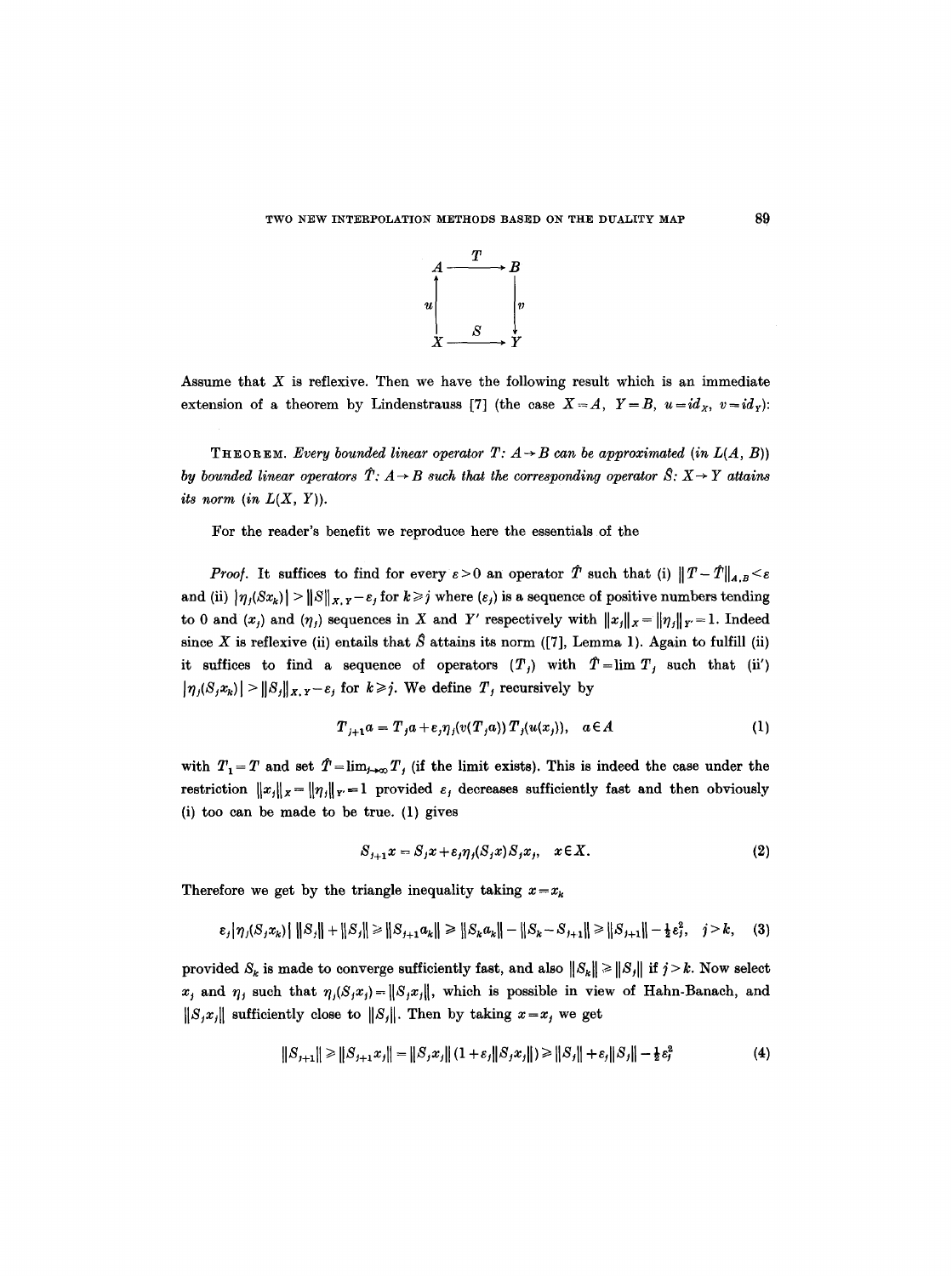$$\begin{array}{ccc} A & \xrightarrow{T} & B \\ \uparrow{\scriptstyle u} & & \downarrow{\scriptstyle v} \\ X & \xrightarrow{S} & Y \end{array}$$

Assume that $X$ is reflexive. Then we have the following result which is an immediate extension of a theorem by Lindenstrauss [7] (the case $X=A$, $Y=B$, $u=id_X$, $v=id_Y$):

THEOREM. *Every bounded linear operator $T\colon A\to B$ can be approximated (in $L(A, B)$) by bounded linear operators $\hat{T}\colon A\to B$ such that the corresponding operator $\hat{S}\colon X\to Y$ attains its norm (in $L(X, Y)$).*

For the reader's benefit we reproduce here the essentials of the

*Proof.* It suffices to find for every $\varepsilon>0$ an operator $\hat{T}$ such that (i) $\|T-\hat{T}\|_{A,B}<\varepsilon$ and (ii) $|\eta_j(Sx_k)|>\|S\|_{X,Y}-\varepsilon_j$ for $k\geqslant j$ where $(\varepsilon_j)$ is a sequence of positive numbers tending to 0 and $(x_j)$ and $(\eta_j)$ sequences in $X$ and $Y'$ respectively with $\|x_j\|_X=\|\eta_j\|_{Y'}=1$. Indeed since $X$ is reflexive (ii) entails that $\hat{S}$ attains its norm ([7], Lemma 1). Again to fulfill (ii) it suffices to find a sequence of operators $(T_j)$ with $\hat{T}=\lim T_j$ such that (ii') $|\eta_j(S_jx_k)|>\|S_j\|_{X,Y}-\varepsilon_j$ for $k\geqslant j$. We define $T_j$ recursively by

$$T_{j+1}a=T_ja+\varepsilon_j\eta_j(v(T_ja))\,T_j(u(x_j)),\quad a\in A \tag{1}$$

with $T_1=T$ and set $\hat{T}=\lim_{j\to\infty}T_j$ (if the limit exists). This is indeed the case under the restriction $\|x_j\|_X=\|\eta_j\|_{Y'}=1$ provided $\varepsilon_j$ decreases sufficiently fast and then obviously (i) too can be made to be true. (1) gives

$$S_{j+1}x=S_jx+\varepsilon_j\eta_j(S_jx)S_jx_j,\quad x\in X. \tag{2}$$

Therefore we get by the triangle inequality taking $x=x_k$

$$\varepsilon_j|\eta_j(S_jx_k)|\;\|S_j\|+\|S_j\|\geqslant\|S_{j+1}a_k\|\geqslant\|S_ka_k\|-\|S_k-S_{j+1}\|\geqslant\|S_{j+1}\|-\tfrac{1}{2}\varepsilon_j^2,\quad j>k, \tag{3}$$

provided $S_k$ is made to converge sufficiently fast, and also $\|S_k\|\geqslant\|S_j\|$ if $j>k$. Now select $x_j$ and $\eta_j$ such that $\eta_j(S_jx_j)=\|S_jx_j\|$, which is possible in view of Hahn-Banach, and $\|S_jx_j\|$ sufficiently close to $\|S_j\|$. Then by taking $x=x_j$ we get

$$\|S_{j+1}\|\geqslant\|S_{j+1}x_j\|=\|S_jx_j\|(1+\varepsilon_j\|S_jx_j\|)\geqslant\|S_j\|+\varepsilon_j\|S_j\|-\tfrac{1}{2}\varepsilon_j^2 \tag{4}$$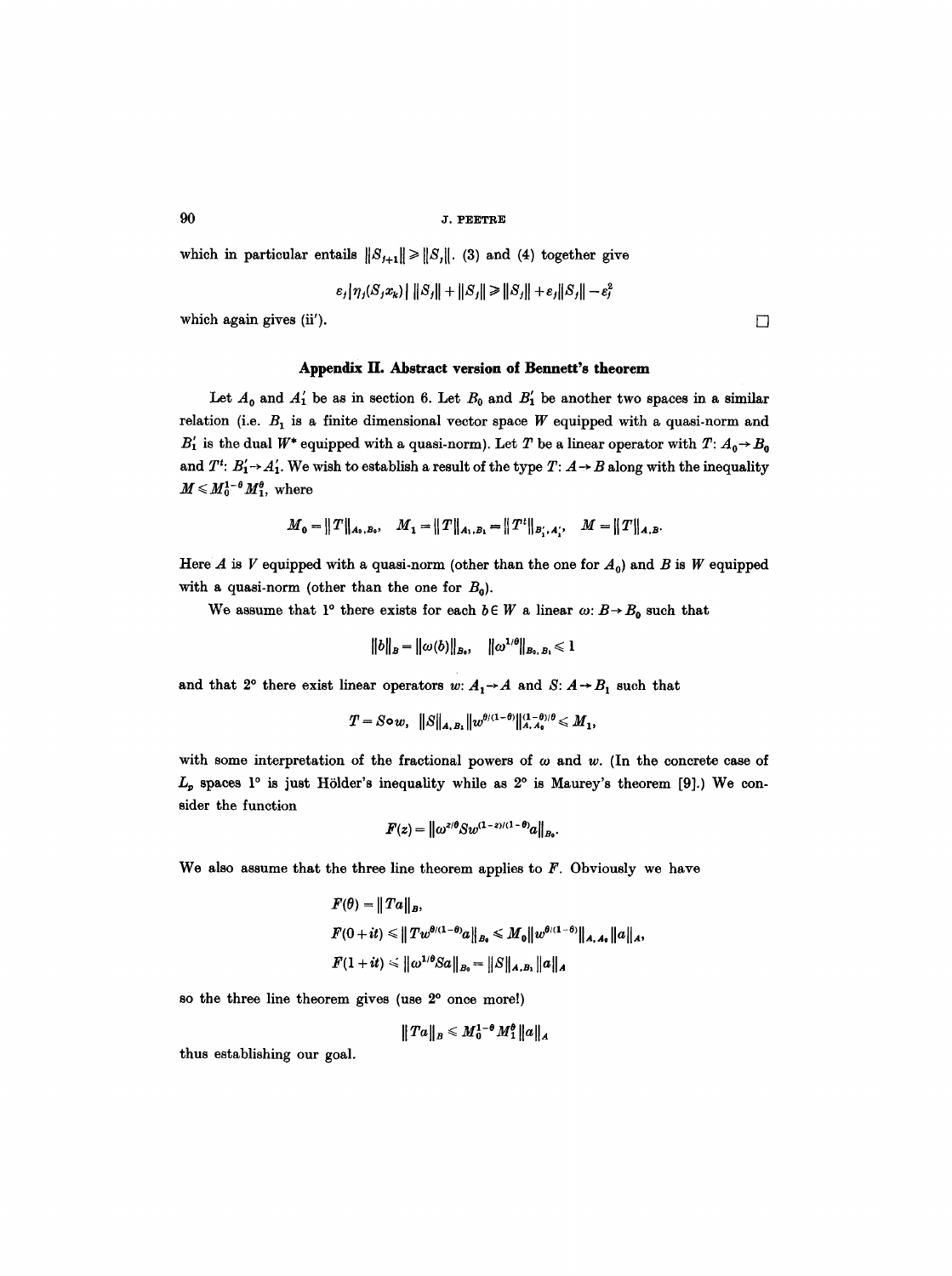which in particular entails $\|S_{j+1}\| \geqslant \|S_j\|$. (3) and (4) together give

$$\varepsilon_j |\eta_j(S_j x_k)| \, \|S_j\| + \|S_j\| \geqslant \|S_j\| + \varepsilon_j \|S_j\| - \varepsilon_j^2$$

which again gives (ii'). □

## Appendix II. Abstract version of Bennett's theorem

Let $A_0$ and $A_1'$ be as in section 6. Let $B_0$ and $B_1'$ be another two spaces in a similar relation (i.e. $B_1$ is a finite dimensional vector space $W$ equipped with a quasi-norm and $B_1'$ is the dual $W^*$ equipped with a quasi-norm). Let $T$ be a linear operator with $T: A_0 \to B_0$ and $T^t: B_1' \to A_1'$. We wish to establish a result of the type $T: A \to B$ along with the inequality $M \leqslant M_0^{1-\theta} M_1^{\theta}$, where

$$M_0 = \|T\|_{A_0, B_0}, \quad M_1 = \|T\|_{A_1, B_1} = \|T^t\|_{B_1', A_1'}, \quad M = \|T\|_{A, B}.$$

Here $A$ is $V$ equipped with a quasi-norm (other than the one for $A_0$) and $B$ is $W$ equipped with a quasi-norm (other than the one for $B_0$).

We assume that 1° there exists for each $b \in W$ a linear $\omega: B \to B_0$ such that

$$\|b\|_B = \|\omega(b)\|_{B_0}, \quad \|\omega^{1/\theta}\|_{B_0, B_1} \leqslant 1$$

and that 2° there exist linear operators $w: A_1 \to A$ and $S: A \to B_1$ such that

$$T = S \circ w, \quad \|S\|_{A, B_1} \|w^{\theta/(1-\theta)}\|_{A, A_0}^{(1-\theta)/\theta} \leqslant M_1,$$

with some interpretation of the fractional powers of $\omega$ and $w$. (In the concrete case of $L_p$ spaces 1° is just Hölder's inequality while as 2° is Maurey's theorem [9].) We consider the function

$$F(z) = \|\omega^{z/\theta} S w^{(1-z)/(1-\theta)} a\|_{B_0}.$$

We also assume that the three line theorem applies to $F$. Obviously we have

$$F(\theta) = \|Ta\|_B,$$
$$F(0+it) \leqslant \|T w^{\theta/(1-\theta)} a\|_{B_0} \leqslant M_0 \|w^{\theta/(1-\theta)}\|_{A, A_0} \|a\|_A,$$
$$F(1+it) \leqslant \|\omega^{1/\theta} S a\|_{B_0} = \|S\|_{A, B_1} \|a\|_A$$

so the three line theorem gives (use 2° once more!)

$$\|Ta\|_B \leqslant M_0^{1-\theta} M_1^{\theta} \|a\|_A$$

thus establishing our goal.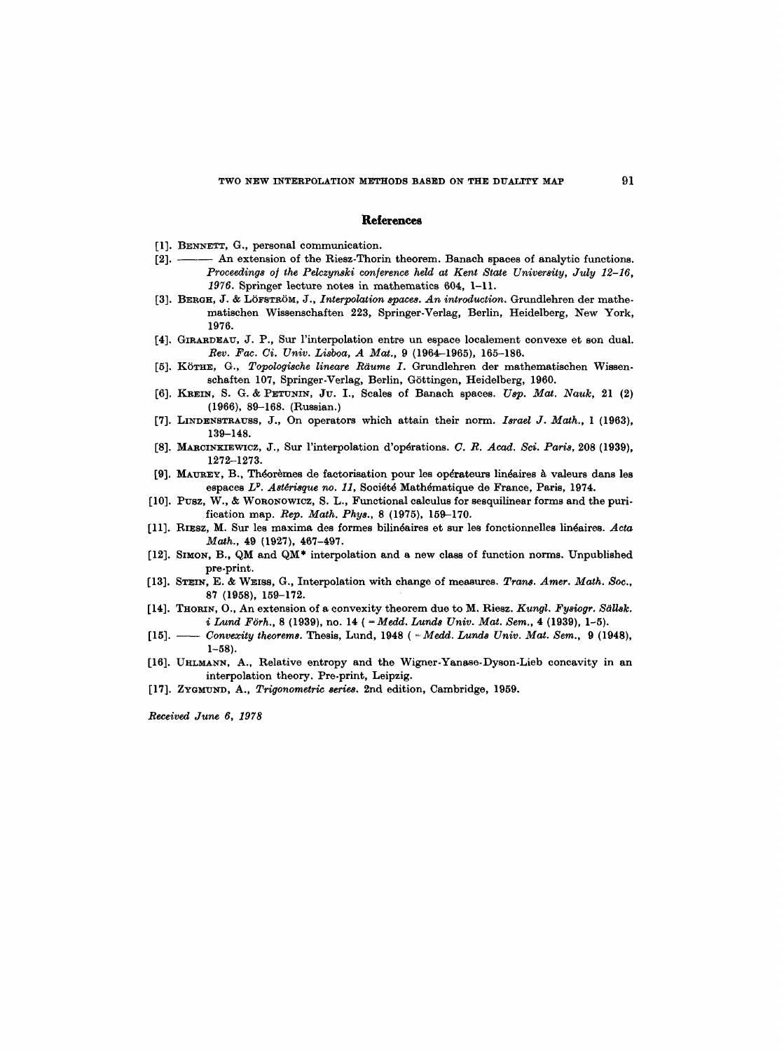## References

[1]. BENNETT, G., personal communication.

[2]. ——— An extension of the Riesz-Thorin theorem. Banach spaces of analytic functions. *Proceedings of the Pelczynski conference held at Kent State University, July 12–16, 1976.* Springer lecture notes in mathematics 604, 1–11.

[3]. BERGH, J. & LÖFSTRÖM, J., *Interpolation spaces. An introduction.* Grundlehren der mathematischen Wissenschaften 223, Springer-Verlag, Berlin, Heidelberg, New York, 1976.

[4]. GIRARDEAU, J. P., Sur l'interpolation entre un espace localement convexe et son dual. *Rev. Fac. Ci. Univ. Lisboa, A Mat.*, 9 (1964–1965), 165–186.

[5]. KÖTHE, G., *Topologische lineare Räume I.* Grundlehren der mathematischen Wissenschaften 107, Springer-Verlag, Berlin, Göttingen, Heidelberg, 1960.

[6]. KREIN, S. G. & PETUNIN, JU. I., Scales of Banach spaces. *Usp. Mat. Nauk*, 21 (2) (1966), 89–168. (Russian.)

[7]. LINDENSTRAUSS, J., On operators which attain their norm. *Israel J. Math.*, 1 (1963), 139–148.

[8]. MARCINKIEWICZ, J., Sur l'interpolation d'opérations. *C. R. Acad. Sci. Paris*, 208 (1939), 1272–1273.

[9]. MAUREY, B., Théorèmes de factorisation pour les opérateurs linéaires à valeurs dans les espaces $L^p$. *Astérisque no. 11*, Société Mathématique de France, Paris, 1974.

[10]. PUSZ, W., & WORONOWICZ, S. L., Functional calculus for sesquilinear forms and the purification map. *Rep. Math. Phys.*, 8 (1975), 159–170.

[11]. RIESZ, M. Sur les maxima des formes bilinéaires et sur les fonctionnelles linéaires. *Acta Math.*, 49 (1927), 467–497.

[12]. SIMON, B., QM and QM* interpolation and a new class of function norms. Unpublished pre-print.

[13]. STEIN, E. & WEISS, G., Interpolation with change of measures. *Trans. Amer. Math. Soc.*, 87 (1958), 159–172.

[14]. THORIN, O., An extension of a convexity theorem due to M. Riesz. *Kungl. Fysiogr. Sällsk. i Lund Förh.*, 8 (1939), no. 14 ( = *Medd. Lunds Univ. Mat. Sem.*, 4 (1939), 1–5).

[15]. —— *Convexity theorems.* Thesis, Lund, 1948 ( = *Medd. Lunds Univ. Mat. Sem.*, 9 (1948), 1–58).

[16]. UHLMANN, A., Relative entropy and the Wigner-Yanase-Dyson-Lieb concavity in an interpolation theory. Pre-print, Leipzig.

[17]. ZYGMUND, A., *Trigonometric series.* 2nd edition, Cambridge, 1959.

*Received June 6, 1978*